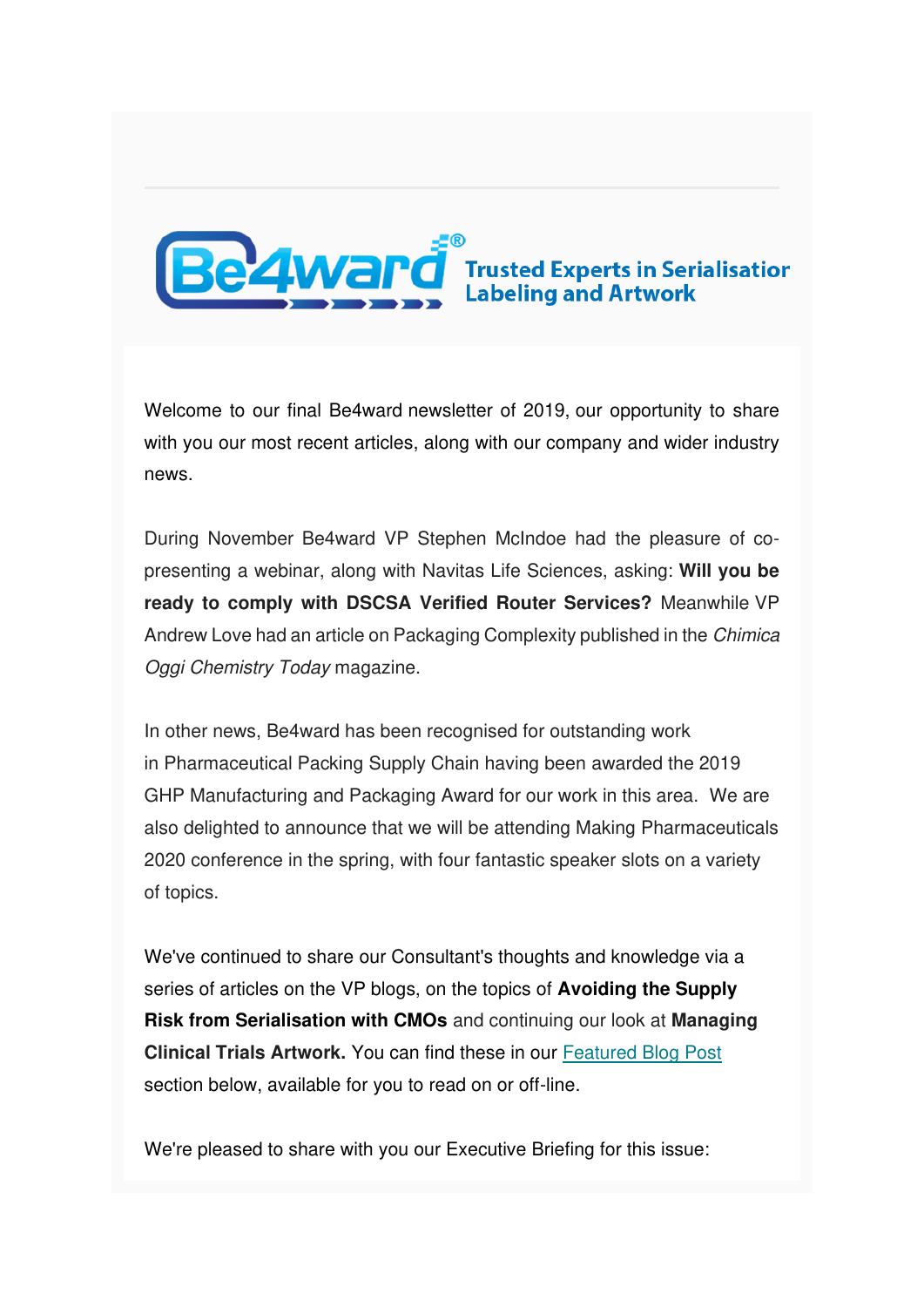Be4ward® Trusted Experts in Serialisatior Labeling and Artwork

Welcome to our final Be4ward newsletter of 2019, our opportunity to share with you our most recent articles, along with our company and wider industry news.

During November Be4ward VP Stephen McIndoe had the pleasure of co-presenting a webinar, along with Navitas Life Sciences, asking: **Will you be ready to comply with DSCSA Verified Router Services?** Meanwhile VP Andrew Love had an article on Packaging Complexity published in the *Chimica Oggi Chemistry Today* magazine.

In other news, Be4ward has been recognised for outstanding work in Pharmaceutical Packing Supply Chain having been awarded the 2019 GHP Manufacturing and Packaging Award for our work in this area. We are also delighted to announce that we will be attending Making Pharmaceuticals 2020 conference in the spring, with four fantastic speaker slots on a variety of topics.

We've continued to share our Consultant's thoughts and knowledge via a series of articles on the VP blogs, on the topics of **Avoiding the Supply Risk from Serialisation with CMOs** and continuing our look at **Managing Clinical Trials Artwork.** You can find these in our Featured Blog Post section below, available for you to read on or off-line.

We're pleased to share with you our Executive Briefing for this issue: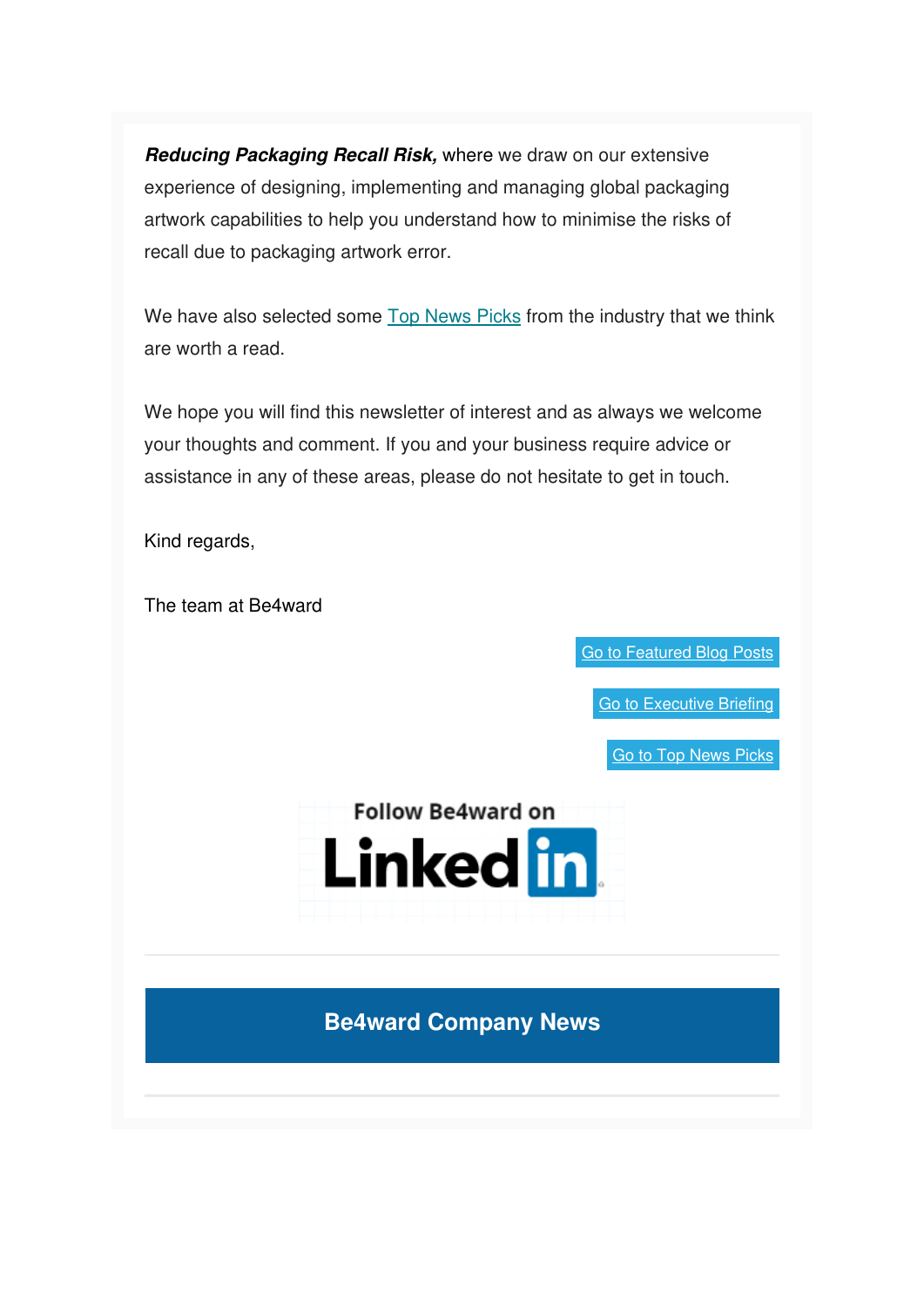***Reducing Packaging Recall Risk,*** where we draw on our extensive experience of designing, implementing and managing global packaging artwork capabilities to help you understand how to minimise the risks of recall due to packaging artwork error.

We have also selected some Top News Picks from the industry that we think are worth a read.

We hope you will find this newsletter of interest and as always we welcome your thoughts and comment. If you and your business require advice or assistance in any of these areas, please do not hesitate to get in touch.

Kind regards,

The team at Be4ward

Go to Featured Blog Posts

Go to Executive Briefing

Go to Top News Picks

Follow Be4ward on LinkedIn

## Be4ward Company News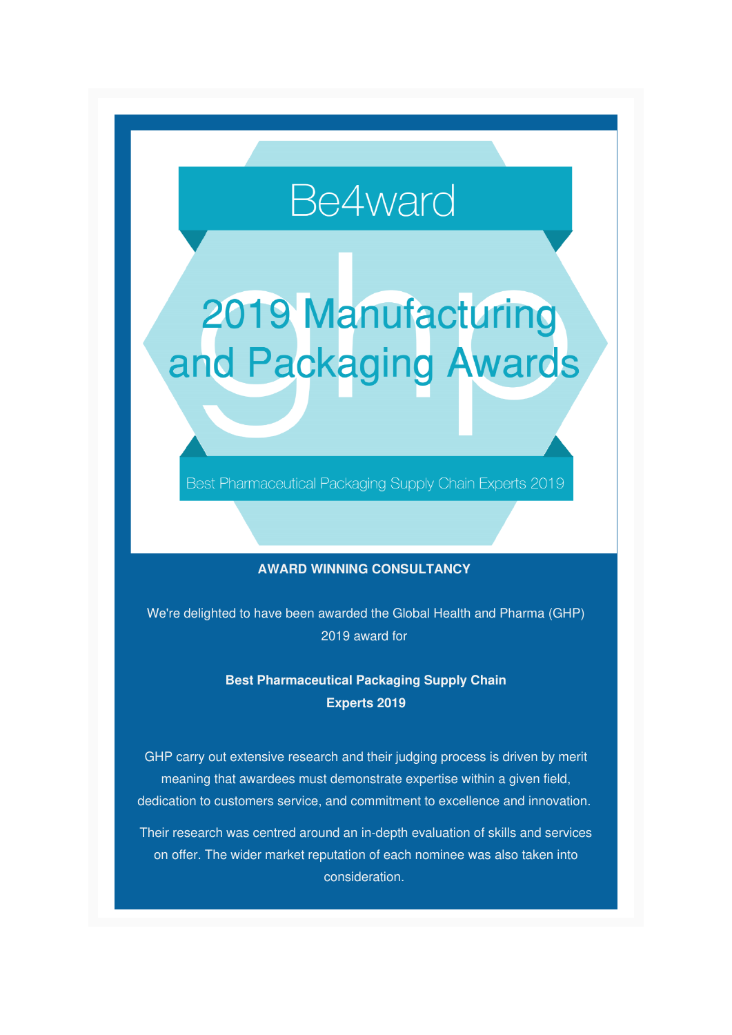Be4ward

2019 Manufacturing and Packaging Awards

Best Pharmaceutical Packaging Supply Chain Experts 2019

**AWARD WINNING CONSULTANCY**

We're delighted to have been awarded the Global Health and Pharma (GHP) 2019 award for

**Best Pharmaceutical Packaging Supply Chain Experts 2019**

GHP carry out extensive research and their judging process is driven by merit meaning that awardees must demonstrate expertise within a given field, dedication to customers service, and commitment to excellence and innovation.

Their research was centred around an in-depth evaluation of skills and services on offer. The wider market reputation of each nominee was also taken into consideration.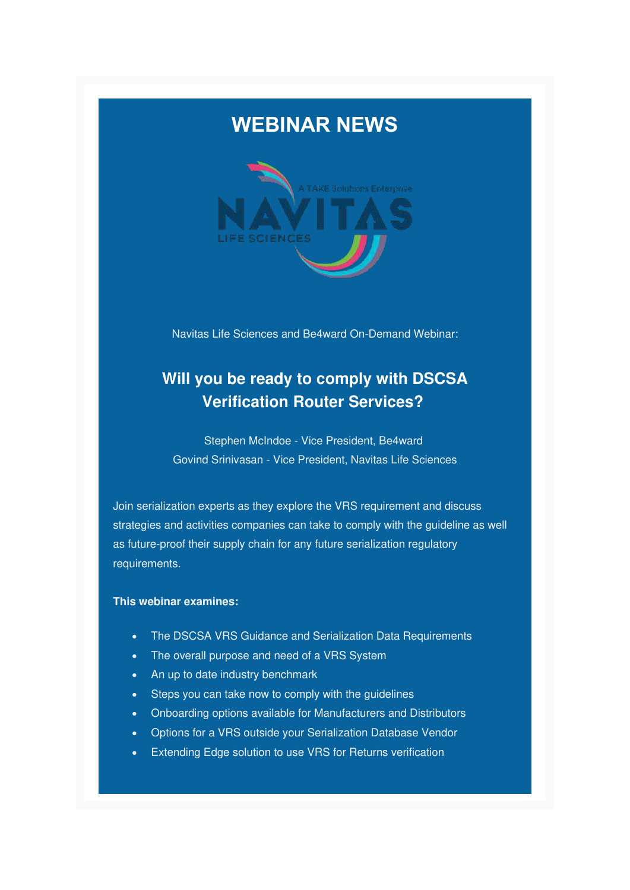# WEBINAR NEWS

Navitas Life Sciences and Be4ward On-Demand Webinar:

## Will you be ready to comply with DSCSA Verification Router Services?

Stephen McIndoe - Vice President, Be4ward
Govind Srinivasan - Vice President, Navitas Life Sciences

Join serialization experts as they explore the VRS requirement and discuss strategies and activities companies can take to comply with the guideline as well as future-proof their supply chain for any future serialization regulatory requirements.

**This webinar examines:**

- The DSCSA VRS Guidance and Serialization Data Requirements
- The overall purpose and need of a VRS System
- An up to date industry benchmark
- Steps you can take now to comply with the guidelines
- Onboarding options available for Manufacturers and Distributors
- Options for a VRS outside your Serialization Database Vendor
- Extending Edge solution to use VRS for Returns verification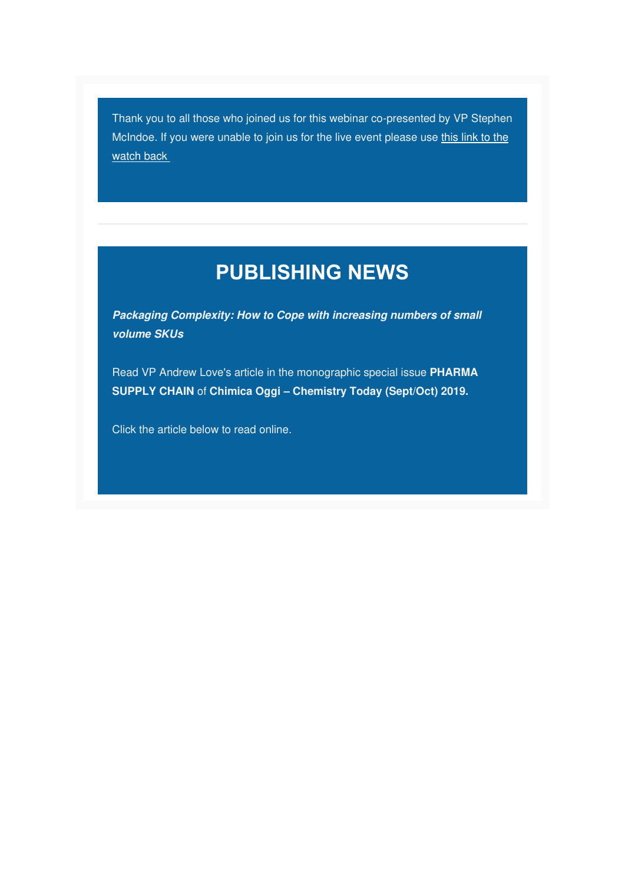Thank you to all those who joined us for this webinar co-presented by VP Stephen McIndoe. If you were unable to join us for the live event please use this link to the watch back

---

# PUBLISHING NEWS

***Packaging Complexity: How to Cope with increasing numbers of small volume SKUs***

Read VP Andrew Love's article in the monographic special issue **PHARMA SUPPLY CHAIN** of **Chimica Oggi – Chemistry Today (Sept/Oct) 2019.**

Click the article below to read online.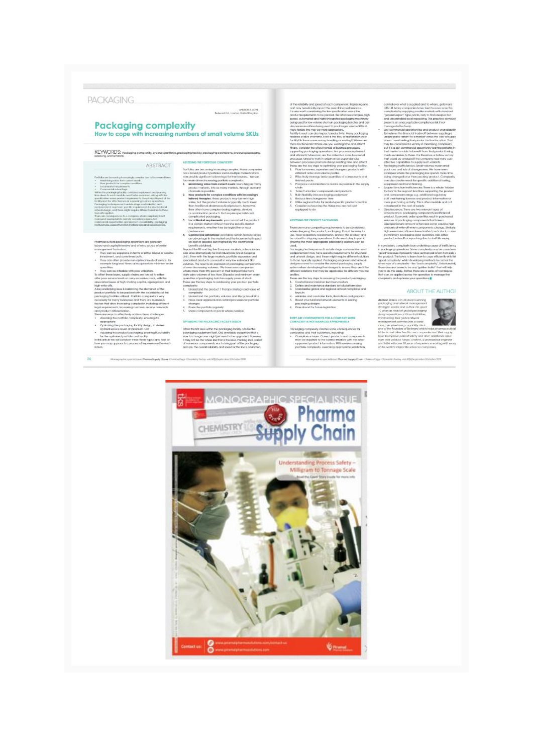# PACKAGING

ANDREW R. LOVE
Bedward Ltd., London, United Kingdom

## Packaging complexity

### How to cope with increasing numbers of small volume SKUs

KEYWORDS: Packaging complexity, product portfolio, packaging facility, packaging operations, product packaging, labelling and artwork.

## ABSTRACT

## ASSESSING THE PORTFOLIO COMPLEXITY

## OPTIMISING THE PACKAGING FACILITY DESIGN

## ASSESSING THE PRODUCT PACKAGING

## THERE ARE CONSEQUENCES FOR A COMPANY WHEN COMPLEXITY IS NOT MANAGED APPROPRIATELY

## ABOUT THE AUTHOR

---

# MONOGRAPHIC SPECIAL ISSUE

CHEMISTRY TODAY

# Pharma Supply Chain

Understanding Process Safety – Milligram to Tonnage Scale

Contact us: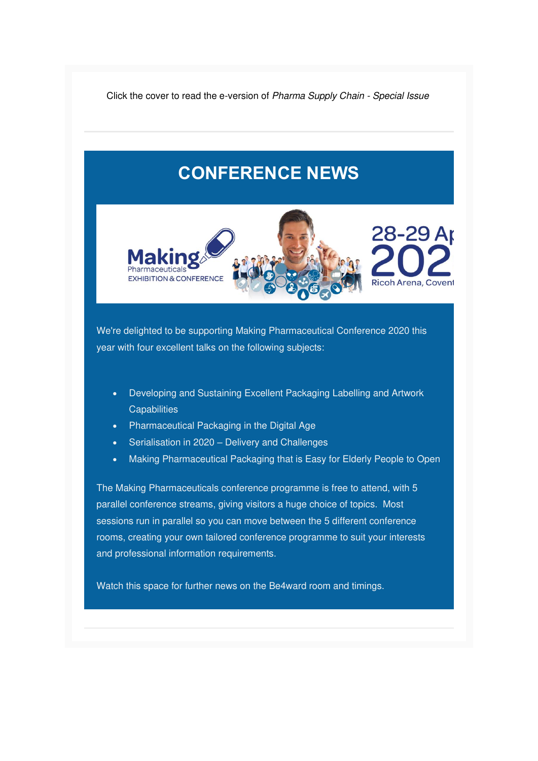Click the cover to read the e-version of *Pharma Supply Chain - Special Issue*

# CONFERENCE NEWS

We're delighted to be supporting Making Pharmaceutical Conference 2020 this year with four excellent talks on the following subjects:

- Developing and Sustaining Excellent Packaging Labelling and Artwork Capabilities
- Pharmaceutical Packaging in the Digital Age
- Serialisation in 2020 – Delivery and Challenges
- Making Pharmaceutical Packaging that is Easy for Elderly People to Open

The Making Pharmaceuticals conference programme is free to attend, with 5 parallel conference streams, giving visitors a huge choice of topics. Most sessions run in parallel so you can move between the 5 different conference rooms, creating your own tailored conference programme to suit your interests and professional information requirements.

Watch this space for further news on the Be4ward room and timings.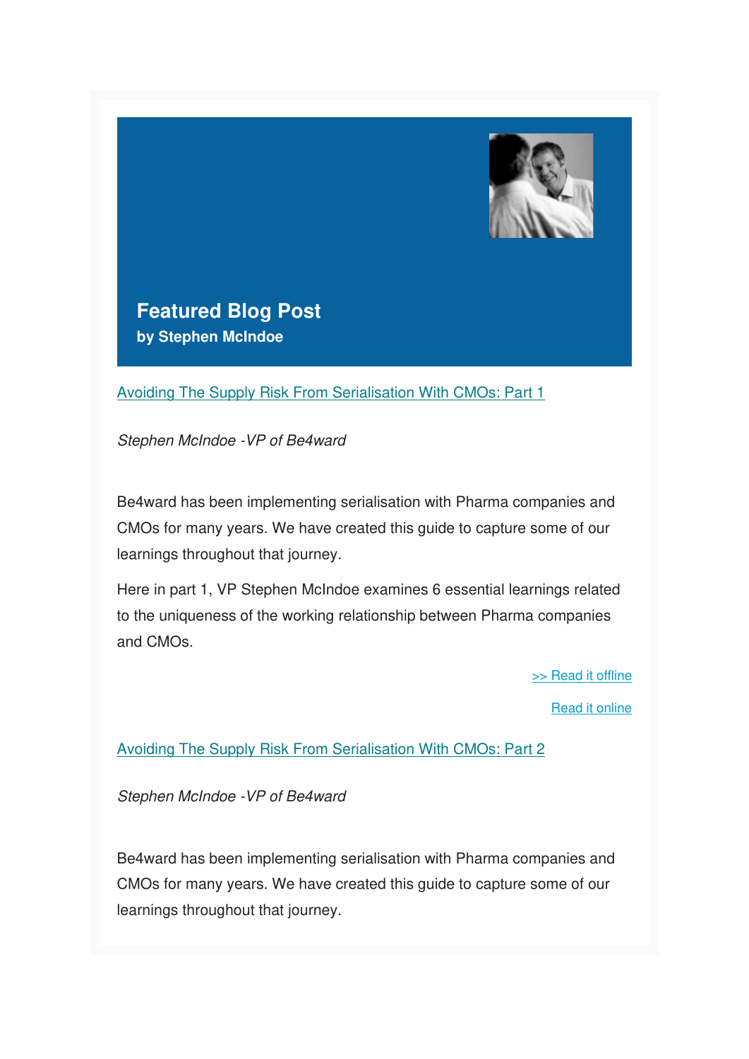## Featured Blog Post

**by Stephen McIndoe**

Avoiding The Supply Risk From Serialisation With CMOs: Part 1

*Stephen McIndoe -VP of Be4ward*

Be4ward has been implementing serialisation with Pharma companies and CMOs for many years. We have created this guide to capture some of our learnings throughout that journey.

Here in part 1, VP Stephen McIndoe examines 6 essential learnings related to the uniqueness of the working relationship between Pharma companies and CMOs.

>> Read it offline

Read it online

Avoiding The Supply Risk From Serialisation With CMOs: Part 2

*Stephen McIndoe -VP of Be4ward*

Be4ward has been implementing serialisation with Pharma companies and CMOs for many years. We have created this guide to capture some of our learnings throughout that journey.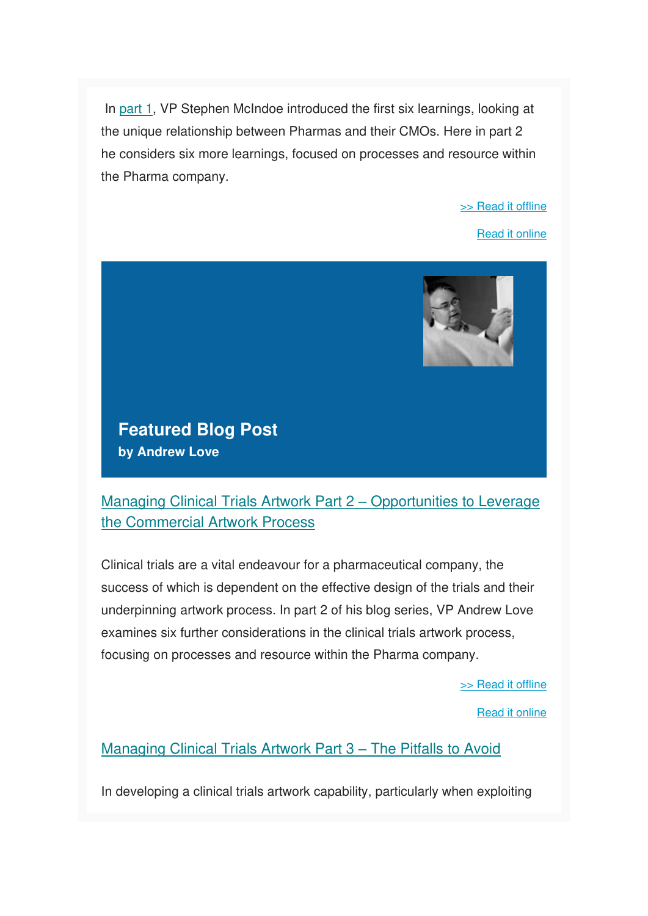In part 1, VP Stephen McIndoe introduced the first six learnings, looking at the unique relationship between Pharmas and their CMOs. Here in part 2 he considers six more learnings, focused on processes and resource within the Pharma company.

>> Read it offline

Read it online

## Featured Blog Post

**by Andrew Love**

### Managing Clinical Trials Artwork Part 2 – Opportunities to Leverage the Commercial Artwork Process

Clinical trials are a vital endeavour for a pharmaceutical company, the success of which is dependent on the effective design of the trials and their underpinning artwork process. In part 2 of his blog series, VP Andrew Love examines six further considerations in the clinical trials artwork process, focusing on processes and resource within the Pharma company.

>> Read it offline

Read it online

### Managing Clinical Trials Artwork Part 3 – The Pitfalls to Avoid

In developing a clinical trials artwork capability, particularly when exploiting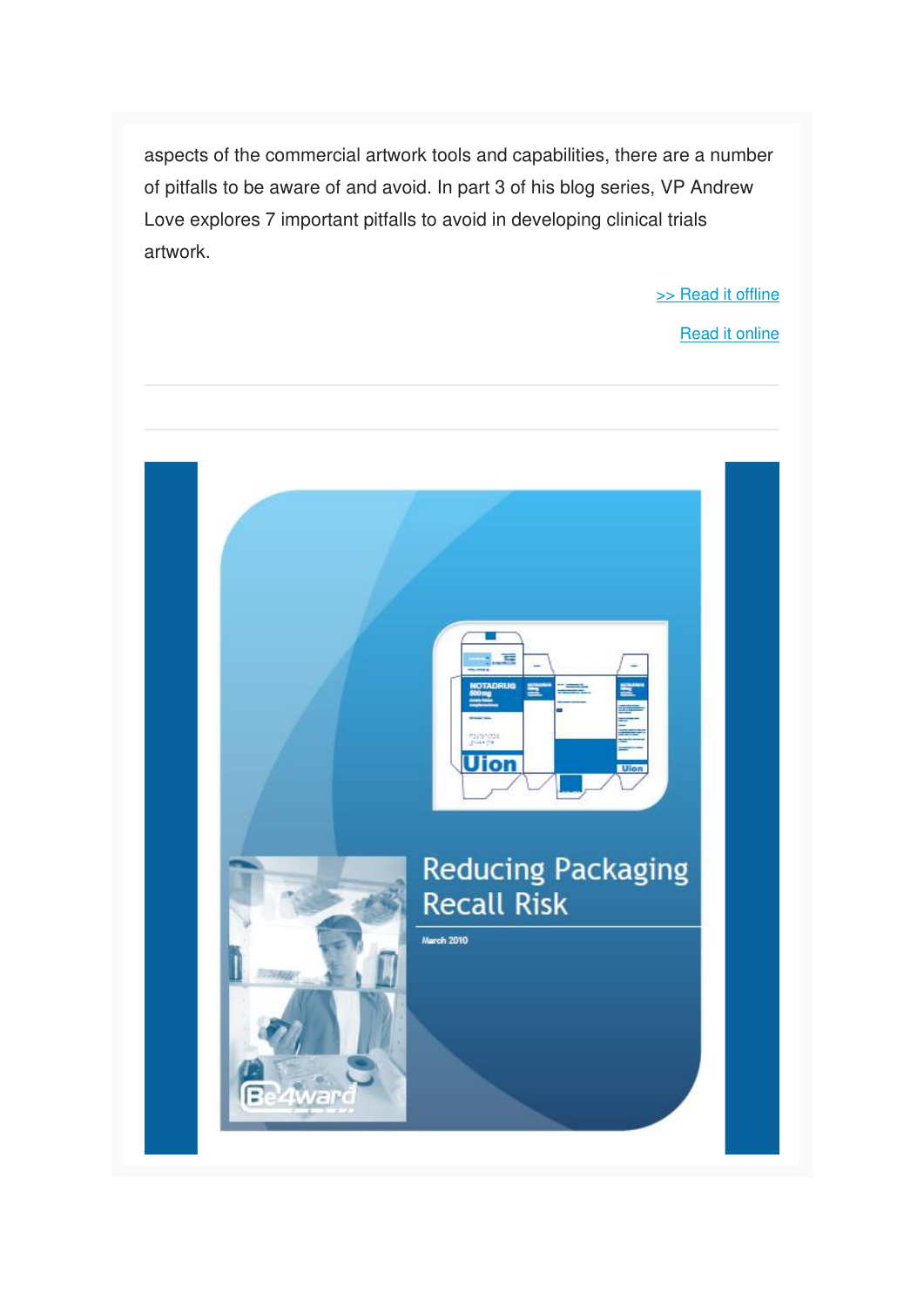aspects of the commercial artwork tools and capabilities, there are a number of pitfalls to be aware of and avoid. In part 3 of his blog series, VP Andrew Love explores 7 important pitfalls to avoid in developing clinical trials artwork.

>> Read it offline

Read it online

---

---

Reducing Packaging Recall Risk

March 2010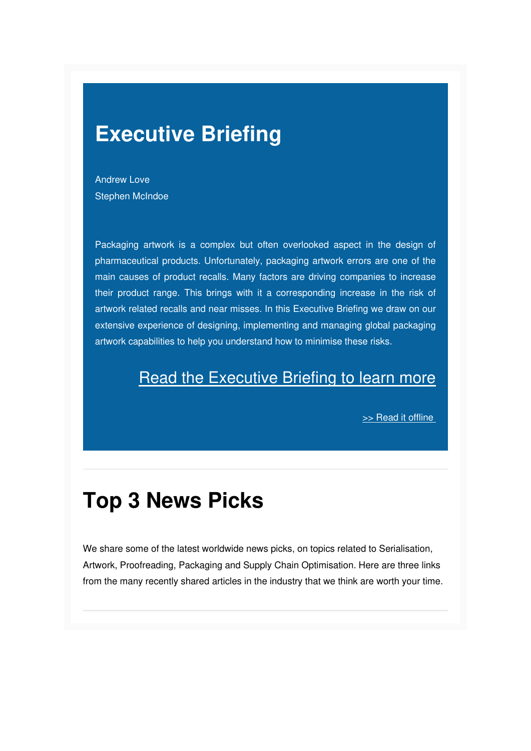# Executive Briefing

Andrew Love
Stephen McIndoe

Packaging artwork is a complex but often overlooked aspect in the design of pharmaceutical products. Unfortunately, packaging artwork errors are one of the main causes of product recalls. Many factors are driving companies to increase their product range. This brings with it a corresponding increase in the risk of artwork related recalls and near misses. In this Executive Briefing we draw on our extensive experience of designing, implementing and managing global packaging artwork capabilities to help you understand how to minimise these risks.

Read the Executive Briefing to learn more

>> Read it offline

---

# Top 3 News Picks

We share some of the latest worldwide news picks, on topics related to Serialisation, Artwork, Proofreading, Packaging and Supply Chain Optimisation. Here are three links from the many recently shared articles in the industry that we think are worth your time.

---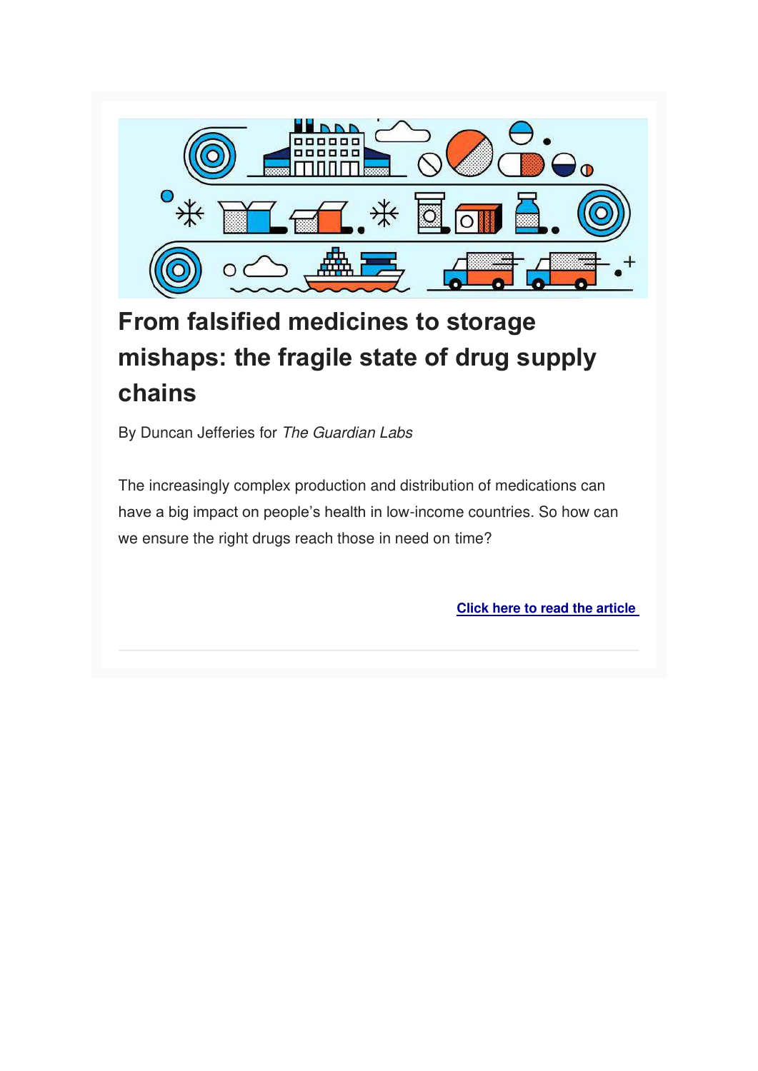# From falsified medicines to storage mishaps: the fragile state of drug supply chains

By Duncan Jefferies for *The Guardian Labs*

The increasingly complex production and distribution of medications can have a big impact on people's health in low-income countries. So how can we ensure the right drugs reach those in need on time?

**Click here to read the article**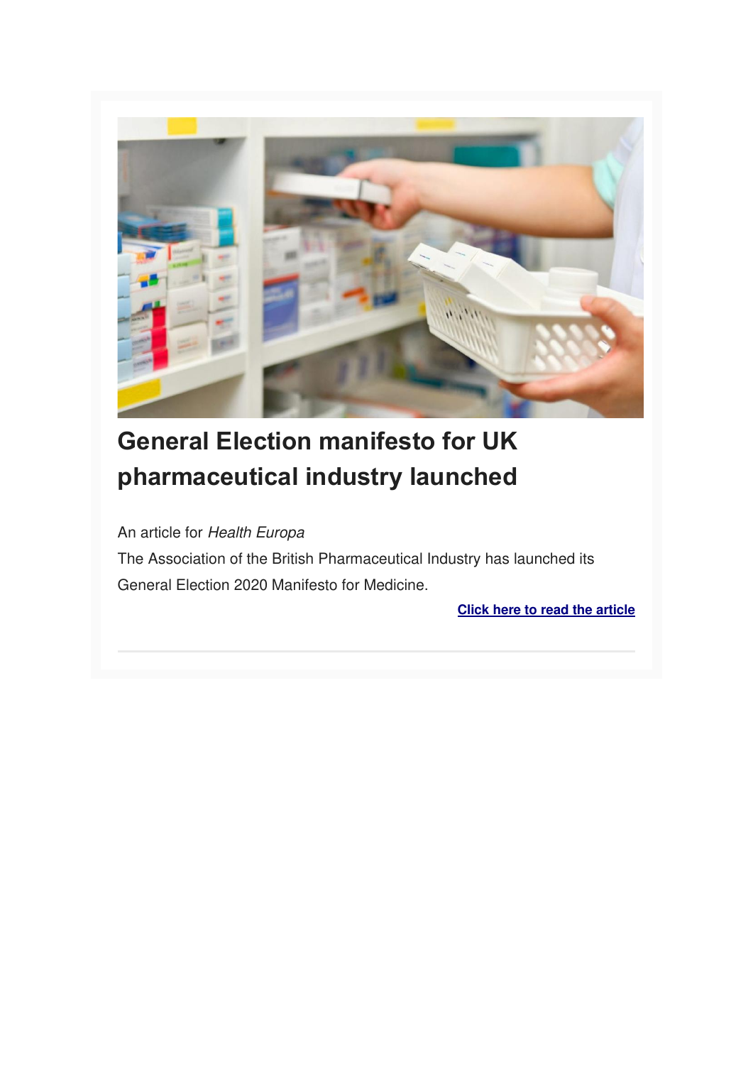# General Election manifesto for UK pharmaceutical industry launched

An article for *Health Europa*

The Association of the British Pharmaceutical Industry has launched its General Election 2020 Manifesto for Medicine.

**Click here to read the article**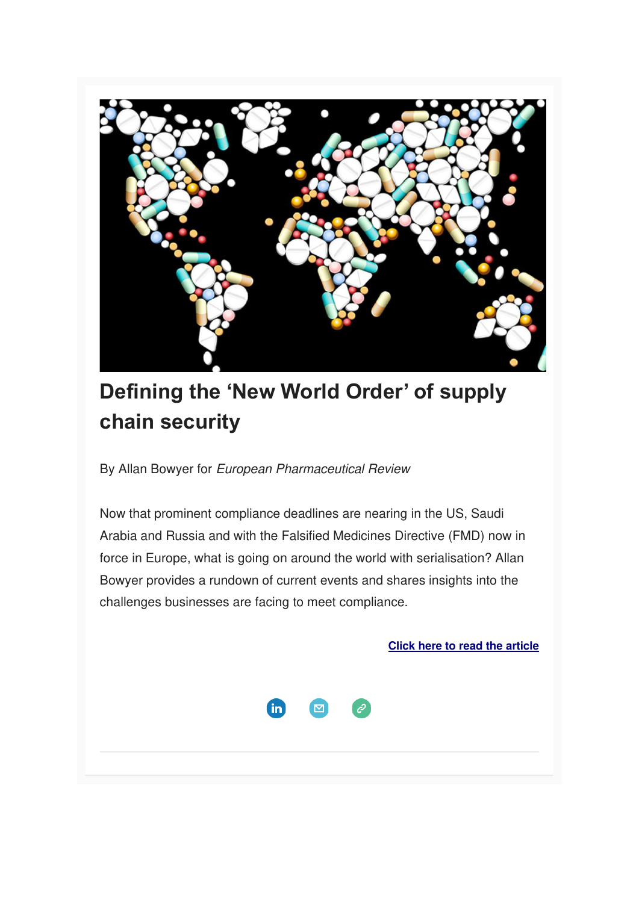# Defining the 'New World Order' of supply chain security

By Allan Bowyer for *European Pharmaceutical Review*

Now that prominent compliance deadlines are nearing in the US, Saudi Arabia and Russia and with the Falsified Medicines Directive (FMD) now in force in Europe, what is going on around the world with serialisation? Allan Bowyer provides a rundown of current events and shares insights into the challenges businesses are facing to meet compliance.

**Click here to read the article**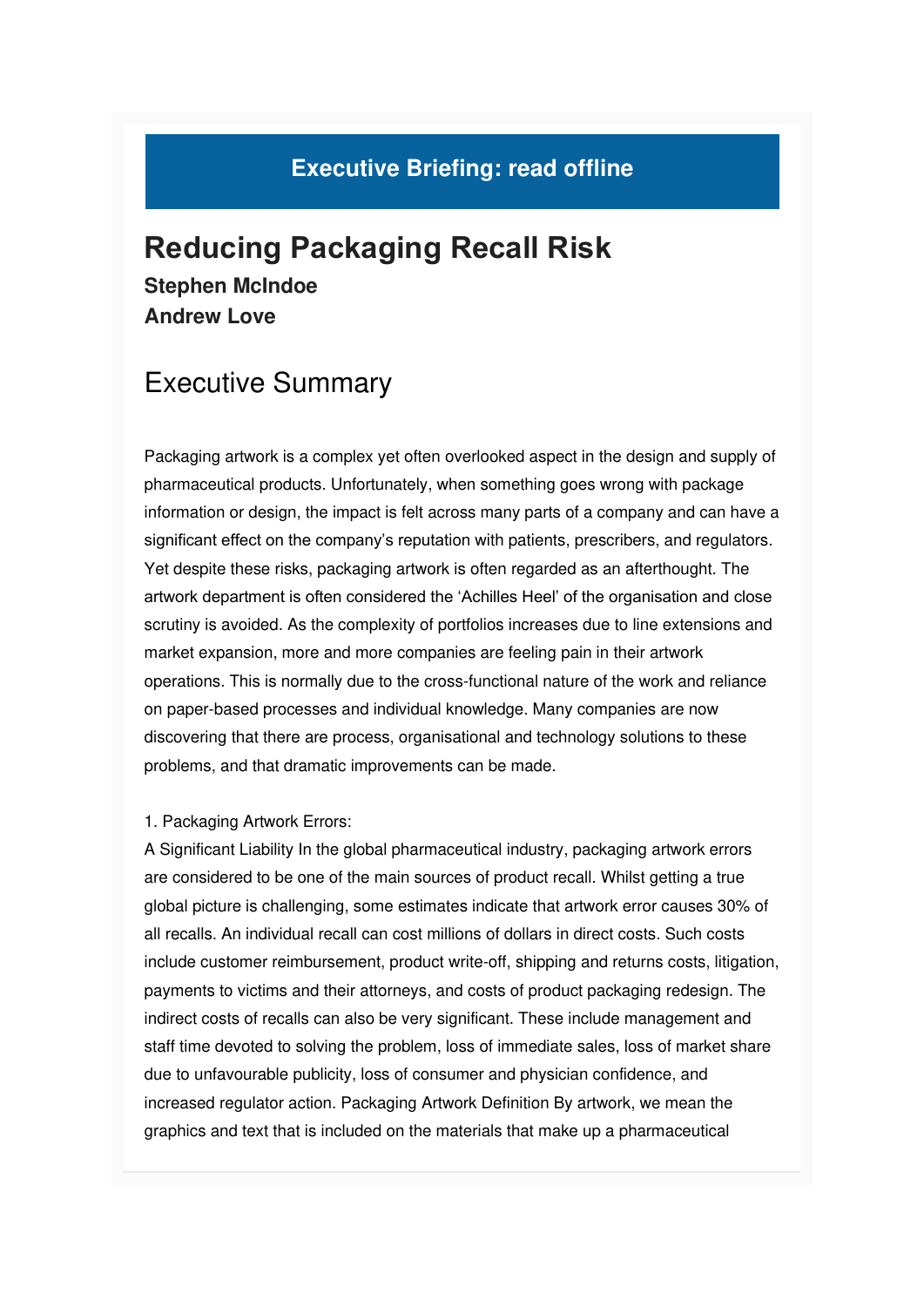## Executive Briefing: read offline

# Reducing Packaging Recall Risk

**Stephen McIndoe**
**Andrew Love**

## Executive Summary

Packaging artwork is a complex yet often overlooked aspect in the design and supply of pharmaceutical products. Unfortunately, when something goes wrong with package information or design, the impact is felt across many parts of a company and can have a significant effect on the company's reputation with patients, prescribers, and regulators. Yet despite these risks, packaging artwork is often regarded as an afterthought. The artwork department is often considered the 'Achilles Heel' of the organisation and close scrutiny is avoided. As the complexity of portfolios increases due to line extensions and market expansion, more and more companies are feeling pain in their artwork operations. This is normally due to the cross-functional nature of the work and reliance on paper-based processes and individual knowledge. Many companies are now discovering that there are process, organisational and technology solutions to these problems, and that dramatic improvements can be made.

1. Packaging Artwork Errors:

A Significant Liability In the global pharmaceutical industry, packaging artwork errors are considered to be one of the main sources of product recall. Whilst getting a true global picture is challenging, some estimates indicate that artwork error causes 30% of all recalls. An individual recall can cost millions of dollars in direct costs. Such costs include customer reimbursement, product write-off, shipping and returns costs, litigation, payments to victims and their attorneys, and costs of product packaging redesign. The indirect costs of recalls can also be very significant. These include management and staff time devoted to solving the problem, loss of immediate sales, loss of market share due to unfavourable publicity, loss of consumer and physician confidence, and increased regulator action. Packaging Artwork Definition By artwork, we mean the graphics and text that is included on the materials that make up a pharmaceutical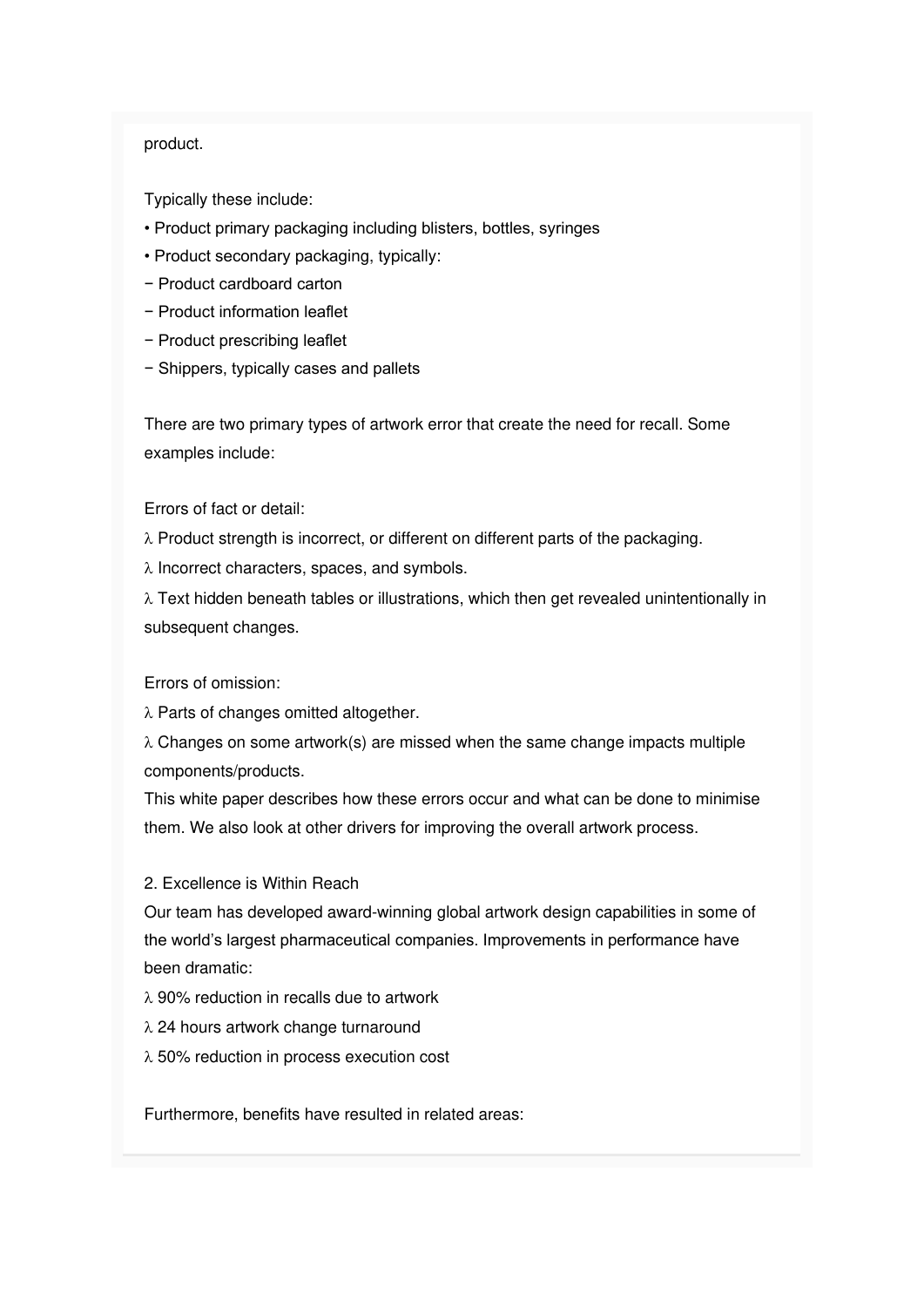product.

Typically these include:

- Product primary packaging including blisters, bottles, syringes
- Product secondary packaging, typically:
  - Product cardboard carton
  - Product information leaflet
  - Product prescribing leaflet
  - Shippers, typically cases and pallets

There are two primary types of artwork error that create the need for recall. Some examples include:

Errors of fact or detail:

λ Product strength is incorrect, or different on different parts of the packaging.

λ Incorrect characters, spaces, and symbols.

λ Text hidden beneath tables or illustrations, which then get revealed unintentionally in subsequent changes.

Errors of omission:

λ Parts of changes omitted altogether.

λ Changes on some artwork(s) are missed when the same change impacts multiple components/products.

This white paper describes how these errors occur and what can be done to minimise them. We also look at other drivers for improving the overall artwork process.

## 2. Excellence is Within Reach

Our team has developed award-winning global artwork design capabilities in some of the world's largest pharmaceutical companies. Improvements in performance have been dramatic:

λ 90% reduction in recalls due to artwork

λ 24 hours artwork change turnaround

λ 50% reduction in process execution cost

Furthermore, benefits have resulted in related areas: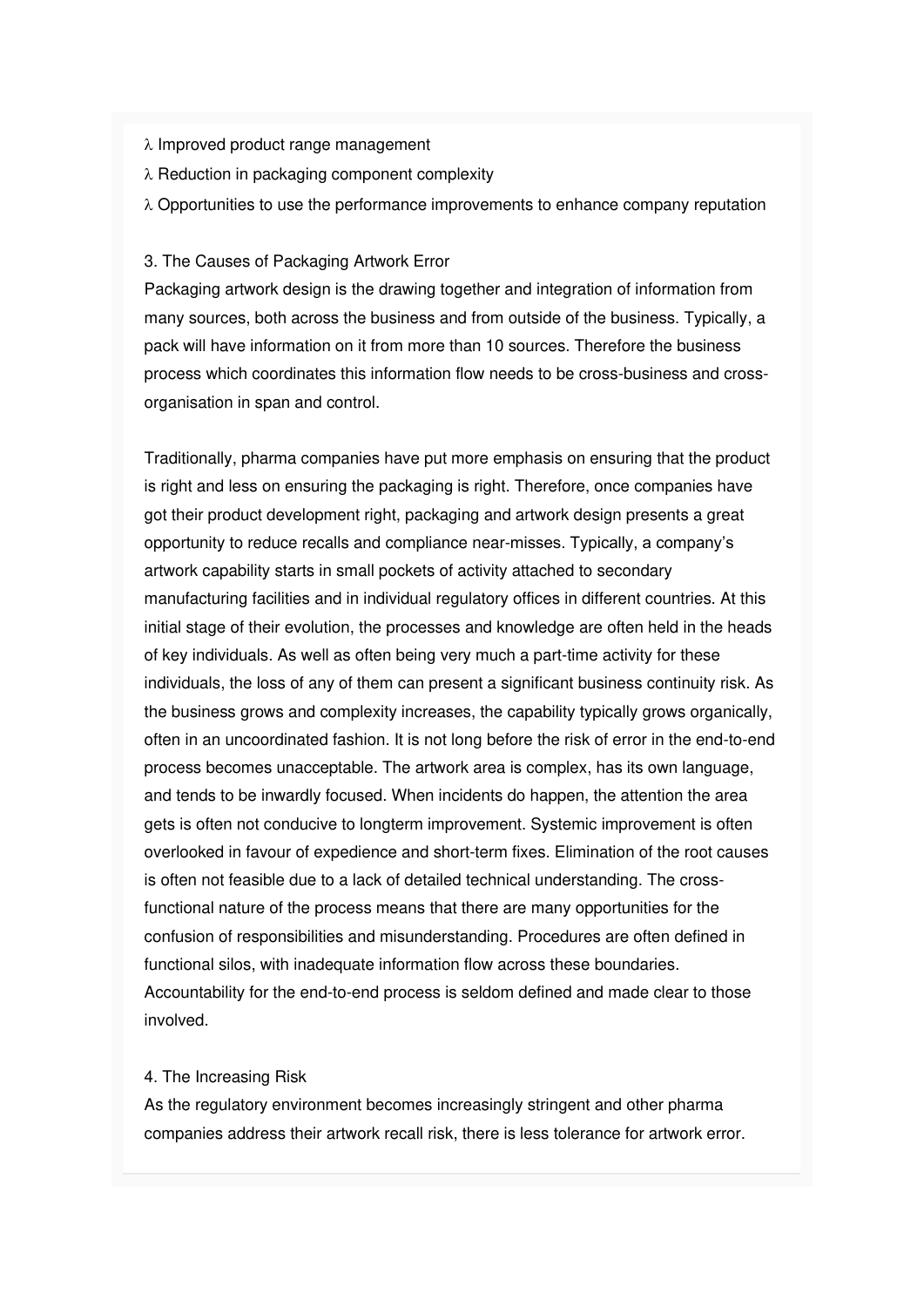- Improved product range management
- Reduction in packaging component complexity
- Opportunities to use the performance improvements to enhance company reputation

## 3. The Causes of Packaging Artwork Error

Packaging artwork design is the drawing together and integration of information from many sources, both across the business and from outside of the business. Typically, a pack will have information on it from more than 10 sources. Therefore the business process which coordinates this information flow needs to be cross-business and cross-organisation in span and control.

Traditionally, pharma companies have put more emphasis on ensuring that the product is right and less on ensuring the packaging is right. Therefore, once companies have got their product development right, packaging and artwork design presents a great opportunity to reduce recalls and compliance near-misses. Typically, a company's artwork capability starts in small pockets of activity attached to secondary manufacturing facilities and in individual regulatory offices in different countries. At this initial stage of their evolution, the processes and knowledge are often held in the heads of key individuals. As well as often being very much a part-time activity for these individuals, the loss of any of them can present a significant business continuity risk. As the business grows and complexity increases, the capability typically grows organically, often in an uncoordinated fashion. It is not long before the risk of error in the end-to-end process becomes unacceptable. The artwork area is complex, has its own language, and tends to be inwardly focused. When incidents do happen, the attention the area gets is often not conducive to longterm improvement. Systemic improvement is often overlooked in favour of expedience and short-term fixes. Elimination of the root causes is often not feasible due to a lack of detailed technical understanding. The cross-functional nature of the process means that there are many opportunities for the confusion of responsibilities and misunderstanding. Procedures are often defined in functional silos, with inadequate information flow across these boundaries. Accountability for the end-to-end process is seldom defined and made clear to those involved.

## 4. The Increasing Risk

As the regulatory environment becomes increasingly stringent and other pharma companies address their artwork recall risk, there is less tolerance for artwork error.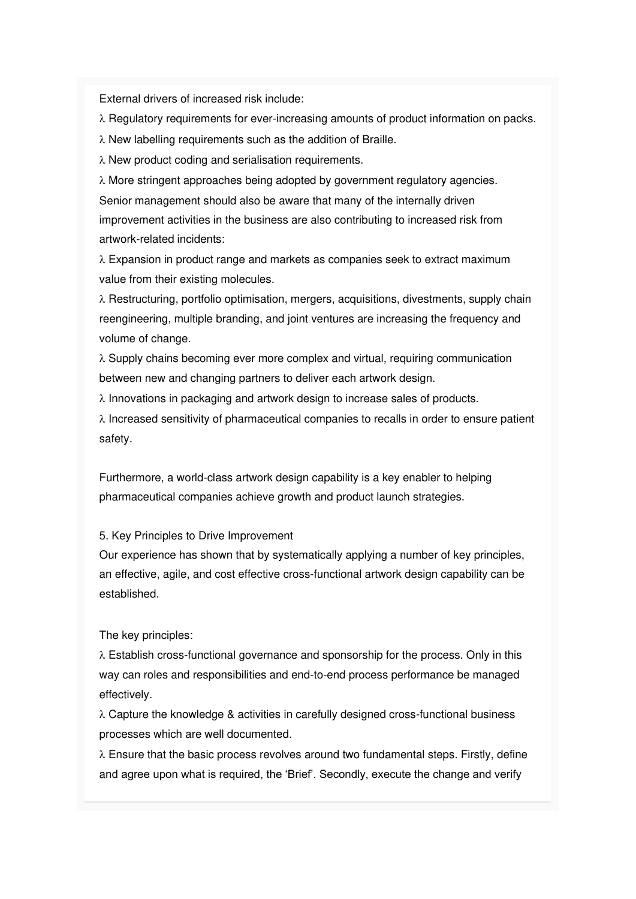External drivers of increased risk include:

- Regulatory requirements for ever-increasing amounts of product information on packs.
- New labelling requirements such as the addition of Braille.
- New product coding and serialisation requirements.
- More stringent approaches being adopted by government regulatory agencies.

Senior management should also be aware that many of the internally driven improvement activities in the business are also contributing to increased risk from artwork-related incidents:

- Expansion in product range and markets as companies seek to extract maximum value from their existing molecules.
- Restructuring, portfolio optimisation, mergers, acquisitions, divestments, supply chain reengineering, multiple branding, and joint ventures are increasing the frequency and volume of change.
- Supply chains becoming ever more complex and virtual, requiring communication between new and changing partners to deliver each artwork design.
- Innovations in packaging and artwork design to increase sales of products.
- Increased sensitivity of pharmaceutical companies to recalls in order to ensure patient safety.

Furthermore, a world-class artwork design capability is a key enabler to helping pharmaceutical companies achieve growth and product launch strategies.

## 5. Key Principles to Drive Improvement

Our experience has shown that by systematically applying a number of key principles, an effective, agile, and cost effective cross-functional artwork design capability can be established.

The key principles:

- Establish cross-functional governance and sponsorship for the process. Only in this way can roles and responsibilities and end-to-end process performance be managed effectively.
- Capture the knowledge & activities in carefully designed cross-functional business processes which are well documented.
- Ensure that the basic process revolves around two fundamental steps. Firstly, define and agree upon what is required, the 'Brief'. Secondly, execute the change and verify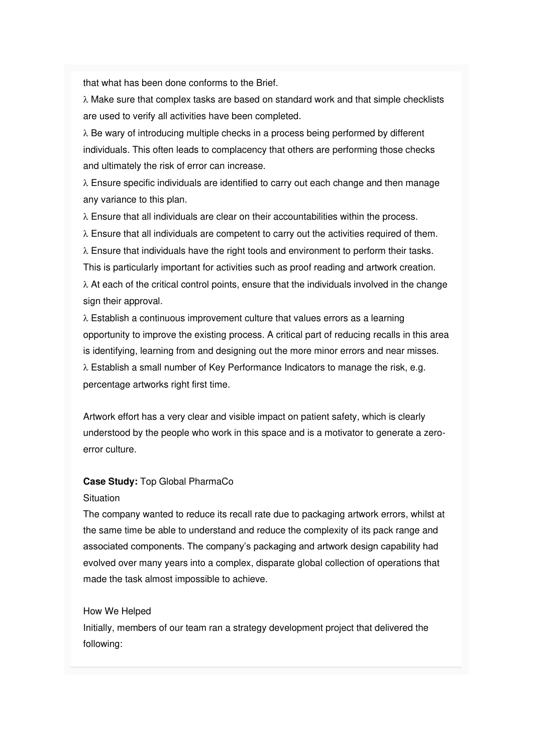that what has been done conforms to the Brief.

λ Make sure that complex tasks are based on standard work and that simple checklists are used to verify all activities have been completed.

λ Be wary of introducing multiple checks in a process being performed by different individuals. This often leads to complacency that others are performing those checks and ultimately the risk of error can increase.

λ Ensure specific individuals are identified to carry out each change and then manage any variance to this plan.

λ Ensure that all individuals are clear on their accountabilities within the process.

λ Ensure that all individuals are competent to carry out the activities required of them.

λ Ensure that individuals have the right tools and environment to perform their tasks. This is particularly important for activities such as proof reading and artwork creation.

λ At each of the critical control points, ensure that the individuals involved in the change sign their approval.

λ Establish a continuous improvement culture that values errors as a learning opportunity to improve the existing process. A critical part of reducing recalls in this area is identifying, learning from and designing out the more minor errors and near misses.

λ Establish a small number of Key Performance Indicators to manage the risk, e.g. percentage artworks right first time.

Artwork effort has a very clear and visible impact on patient safety, which is clearly understood by the people who work in this space and is a motivator to generate a zero-error culture.

**Case Study:** Top Global PharmaCo

Situation

The company wanted to reduce its recall rate due to packaging artwork errors, whilst at the same time be able to understand and reduce the complexity of its pack range and associated components. The company's packaging and artwork design capability had evolved over many years into a complex, disparate global collection of operations that made the task almost impossible to achieve.

How We Helped

Initially, members of our team ran a strategy development project that delivered the following: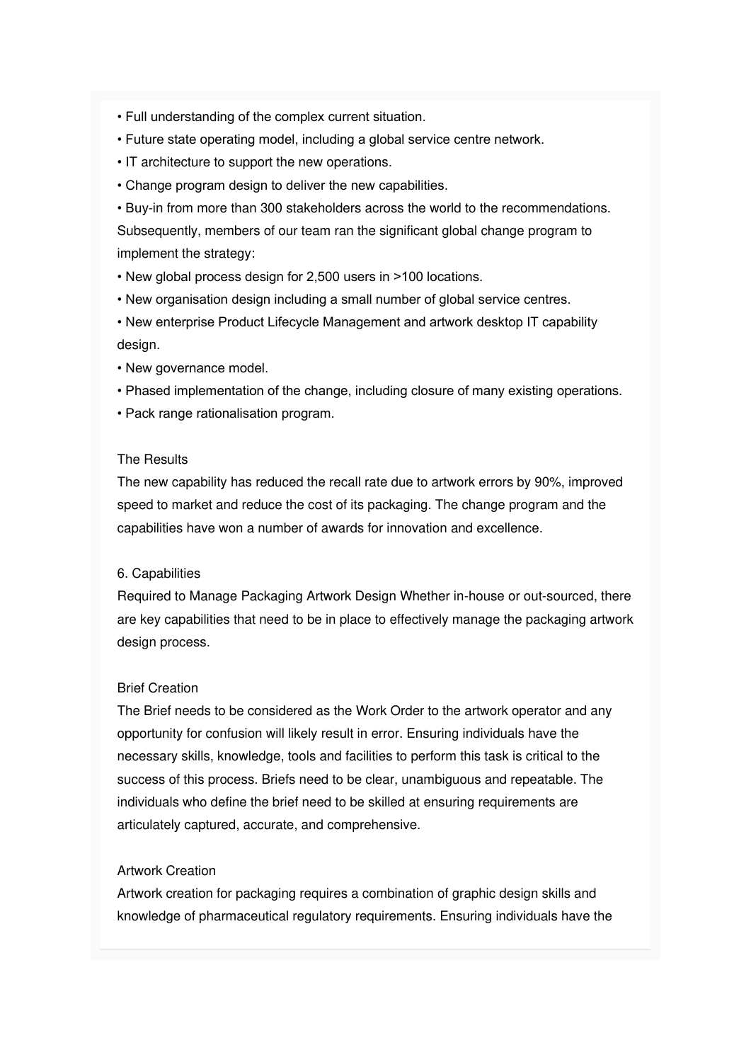- Full understanding of the complex current situation.
- Future state operating model, including a global service centre network.
- IT architecture to support the new operations.
- Change program design to deliver the new capabilities.
- Buy-in from more than 300 stakeholders across the world to the recommendations.

Subsequently, members of our team ran the significant global change program to implement the strategy:

- New global process design for 2,500 users in >100 locations.
- New organisation design including a small number of global service centres.
- New enterprise Product Lifecycle Management and artwork desktop IT capability design.
- New governance model.
- Phased implementation of the change, including closure of many existing operations.
- Pack range rationalisation program.

### The Results

The new capability has reduced the recall rate due to artwork errors by 90%, improved speed to market and reduce the cost of its packaging. The change program and the capabilities have won a number of awards for innovation and excellence.

## 6. Capabilities

Required to Manage Packaging Artwork Design Whether in-house or out-sourced, there are key capabilities that need to be in place to effectively manage the packaging artwork design process.

### Brief Creation

The Brief needs to be considered as the Work Order to the artwork operator and any opportunity for confusion will likely result in error. Ensuring individuals have the necessary skills, knowledge, tools and facilities to perform this task is critical to the success of this process. Briefs need to be clear, unambiguous and repeatable. The individuals who define the brief need to be skilled at ensuring requirements are articulately captured, accurate, and comprehensive.

### Artwork Creation

Artwork creation for packaging requires a combination of graphic design skills and knowledge of pharmaceutical regulatory requirements. Ensuring individuals have the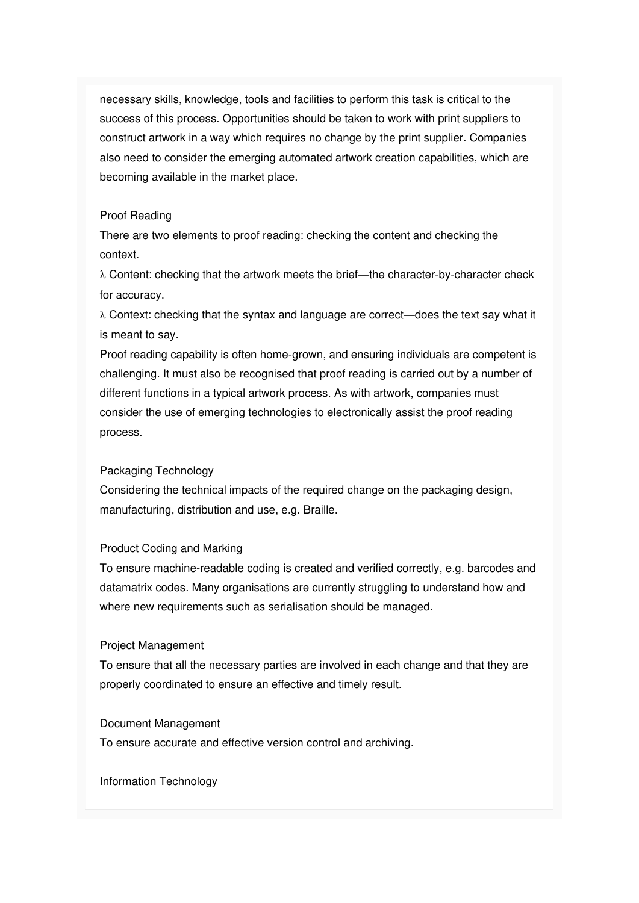necessary skills, knowledge, tools and facilities to perform this task is critical to the success of this process. Opportunities should be taken to work with print suppliers to construct artwork in a way which requires no change by the print supplier. Companies also need to consider the emerging automated artwork creation capabilities, which are becoming available in the market place.

Proof Reading

There are two elements to proof reading: checking the content and checking the context.

λ Content: checking that the artwork meets the brief—the character-by-character check for accuracy.

λ Context: checking that the syntax and language are correct—does the text say what it is meant to say.

Proof reading capability is often home-grown, and ensuring individuals are competent is challenging. It must also be recognised that proof reading is carried out by a number of different functions in a typical artwork process. As with artwork, companies must consider the use of emerging technologies to electronically assist the proof reading process.

Packaging Technology

Considering the technical impacts of the required change on the packaging design, manufacturing, distribution and use, e.g. Braille.

Product Coding and Marking

To ensure machine-readable coding is created and verified correctly, e.g. barcodes and datamatrix codes. Many organisations are currently struggling to understand how and where new requirements such as serialisation should be managed.

Project Management

To ensure that all the necessary parties are involved in each change and that they are properly coordinated to ensure an effective and timely result.

Document Management

To ensure accurate and effective version control and archiving.

Information Technology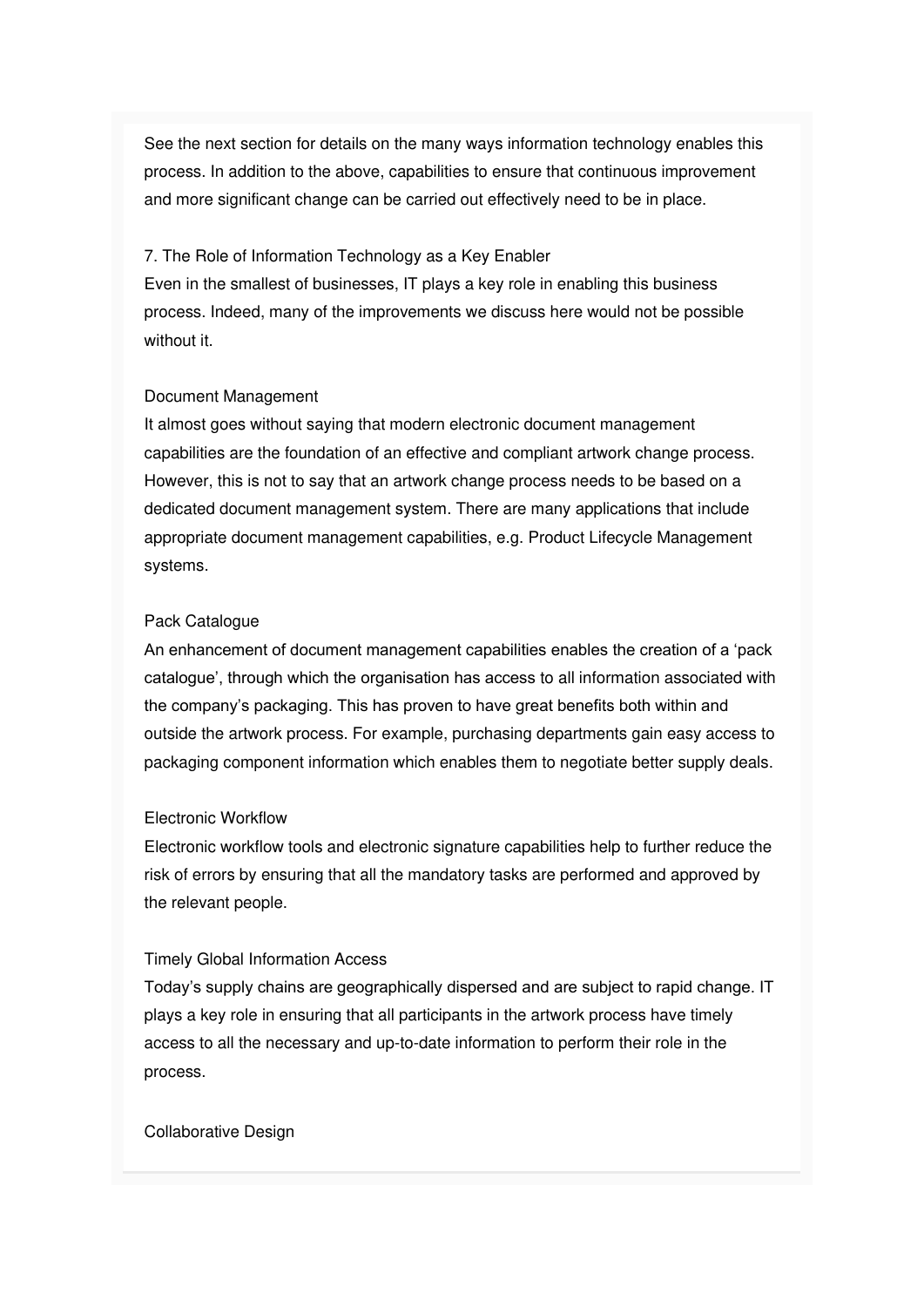See the next section for details on the many ways information technology enables this process. In addition to the above, capabilities to ensure that continuous improvement and more significant change can be carried out effectively need to be in place.

## 7. The Role of Information Technology as a Key Enabler

Even in the smallest of businesses, IT plays a key role in enabling this business process. Indeed, many of the improvements we discuss here would not be possible without it.

### Document Management

It almost goes without saying that modern electronic document management capabilities are the foundation of an effective and compliant artwork change process. However, this is not to say that an artwork change process needs to be based on a dedicated document management system. There are many applications that include appropriate document management capabilities, e.g. Product Lifecycle Management systems.

### Pack Catalogue

An enhancement of document management capabilities enables the creation of a 'pack catalogue', through which the organisation has access to all information associated with the company's packaging. This has proven to have great benefits both within and outside the artwork process. For example, purchasing departments gain easy access to packaging component information which enables them to negotiate better supply deals.

### Electronic Workflow

Electronic workflow tools and electronic signature capabilities help to further reduce the risk of errors by ensuring that all the mandatory tasks are performed and approved by the relevant people.

### Timely Global Information Access

Today's supply chains are geographically dispersed and are subject to rapid change. IT plays a key role in ensuring that all participants in the artwork process have timely access to all the necessary and up-to-date information to perform their role in the process.

### Collaborative Design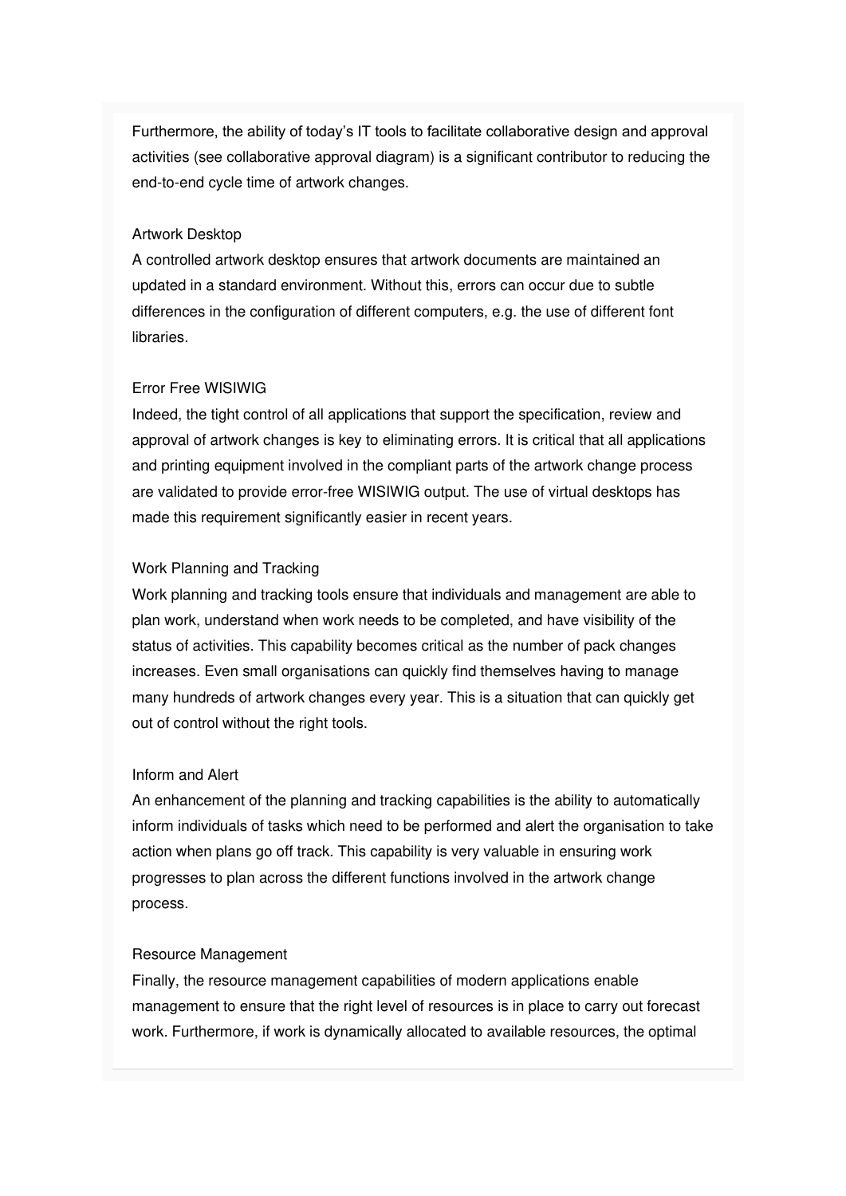Furthermore, the ability of today's IT tools to facilitate collaborative design and approval activities (see collaborative approval diagram) is a significant contributor to reducing the end-to-end cycle time of artwork changes.

### Artwork Desktop

A controlled artwork desktop ensures that artwork documents are maintained an updated in a standard environment. Without this, errors can occur due to subtle differences in the configuration of different computers, e.g. the use of different font libraries.

### Error Free WISIWIG

Indeed, the tight control of all applications that support the specification, review and approval of artwork changes is key to eliminating errors. It is critical that all applications and printing equipment involved in the compliant parts of the artwork change process are validated to provide error-free WISIWIG output. The use of virtual desktops has made this requirement significantly easier in recent years.

### Work Planning and Tracking

Work planning and tracking tools ensure that individuals and management are able to plan work, understand when work needs to be completed, and have visibility of the status of activities. This capability becomes critical as the number of pack changes increases. Even small organisations can quickly find themselves having to manage many hundreds of artwork changes every year. This is a situation that can quickly get out of control without the right tools.

### Inform and Alert

An enhancement of the planning and tracking capabilities is the ability to automatically inform individuals of tasks which need to be performed and alert the organisation to take action when plans go off track. This capability is very valuable in ensuring work progresses to plan across the different functions involved in the artwork change process.

### Resource Management

Finally, the resource management capabilities of modern applications enable management to ensure that the right level of resources is in place to carry out forecast work. Furthermore, if work is dynamically allocated to available resources, the optimal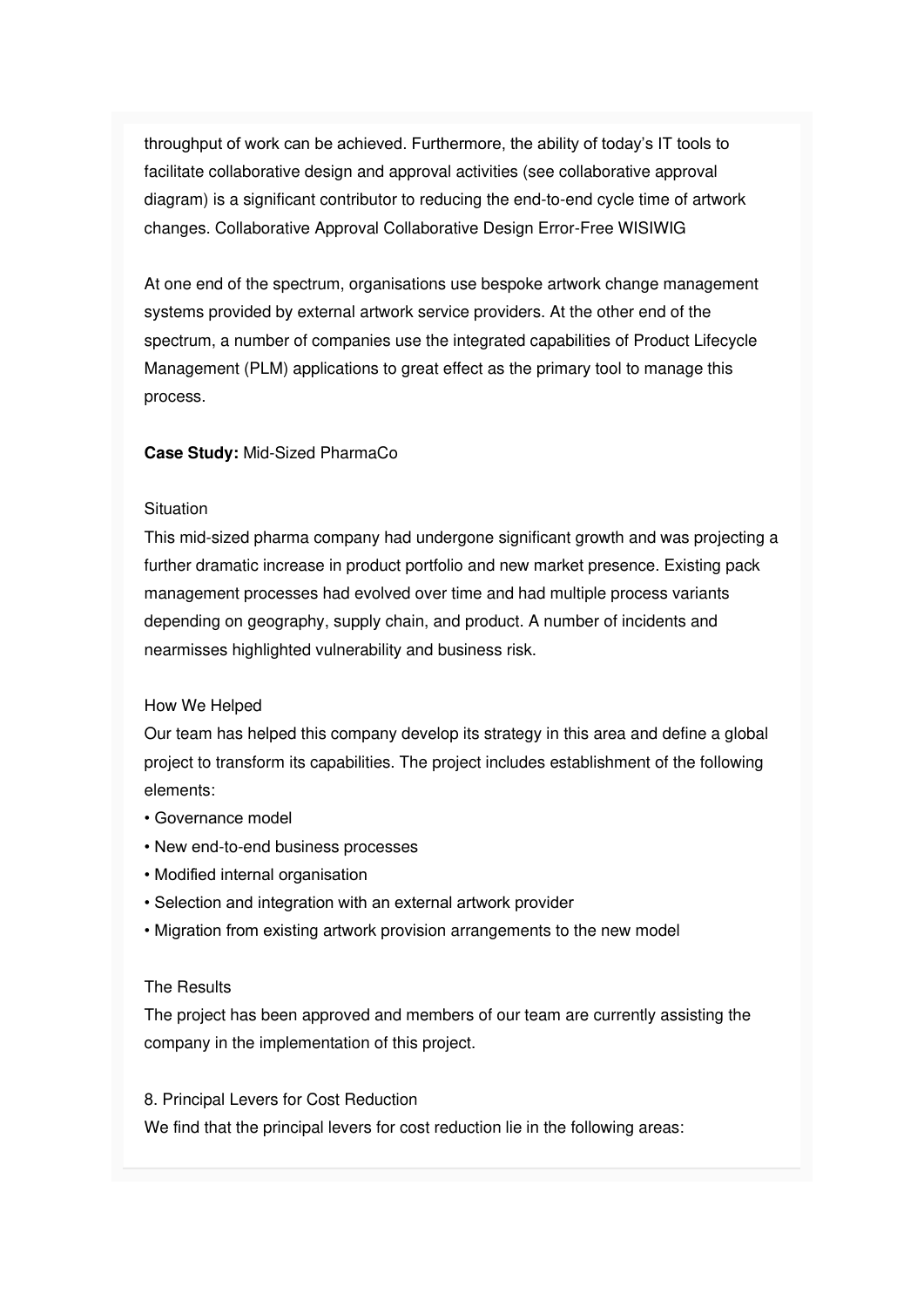throughput of work can be achieved. Furthermore, the ability of today's IT tools to facilitate collaborative design and approval activities (see collaborative approval diagram) is a significant contributor to reducing the end-to-end cycle time of artwork changes. Collaborative Approval Collaborative Design Error-Free WISIWIG

At one end of the spectrum, organisations use bespoke artwork change management systems provided by external artwork service providers. At the other end of the spectrum, a number of companies use the integrated capabilities of Product Lifecycle Management (PLM) applications to great effect as the primary tool to manage this process.

**Case Study:** Mid-Sized PharmaCo

Situation

This mid-sized pharma company had undergone significant growth and was projecting a further dramatic increase in product portfolio and new market presence. Existing pack management processes had evolved over time and had multiple process variants depending on geography, supply chain, and product. A number of incidents and nearmisses highlighted vulnerability and business risk.

How We Helped

Our team has helped this company develop its strategy in this area and define a global project to transform its capabilities. The project includes establishment of the following elements:

- Governance model
- New end-to-end business processes
- Modified internal organisation
- Selection and integration with an external artwork provider
- Migration from existing artwork provision arrangements to the new model

The Results

The project has been approved and members of our team are currently assisting the company in the implementation of this project.

8. Principal Levers for Cost Reduction

We find that the principal levers for cost reduction lie in the following areas: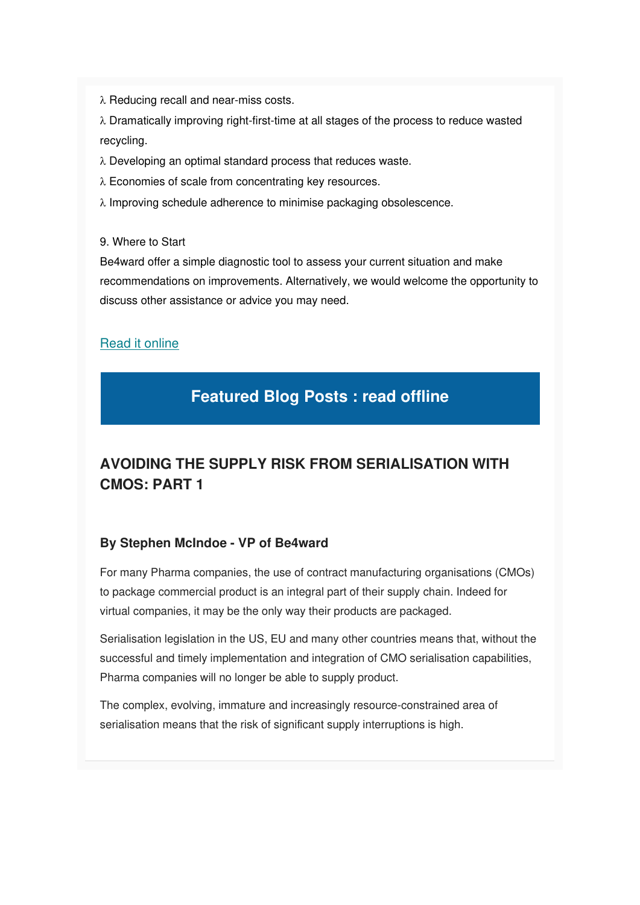λ Reducing recall and near-miss costs.

λ Dramatically improving right-first-time at all stages of the process to reduce wasted recycling.

λ Developing an optimal standard process that reduces waste.

λ Economies of scale from concentrating key resources.

λ Improving schedule adherence to minimise packaging obsolescence.

9. Where to Start

Be4ward offer a simple diagnostic tool to assess your current situation and make recommendations on improvements. Alternatively, we would welcome the opportunity to discuss other assistance or advice you may need.

Read it online

## Featured Blog Posts : read offline

## AVOIDING THE SUPPLY RISK FROM SERIALISATION WITH CMOS: PART 1

### By Stephen McIndoe - VP of Be4ward

For many Pharma companies, the use of contract manufacturing organisations (CMOs) to package commercial product is an integral part of their supply chain. Indeed for virtual companies, it may be the only way their products are packaged.

Serialisation legislation in the US, EU and many other countries means that, without the successful and timely implementation and integration of CMO serialisation capabilities, Pharma companies will no longer be able to supply product.

The complex, evolving, immature and increasingly resource-constrained area of serialisation means that the risk of significant supply interruptions is high.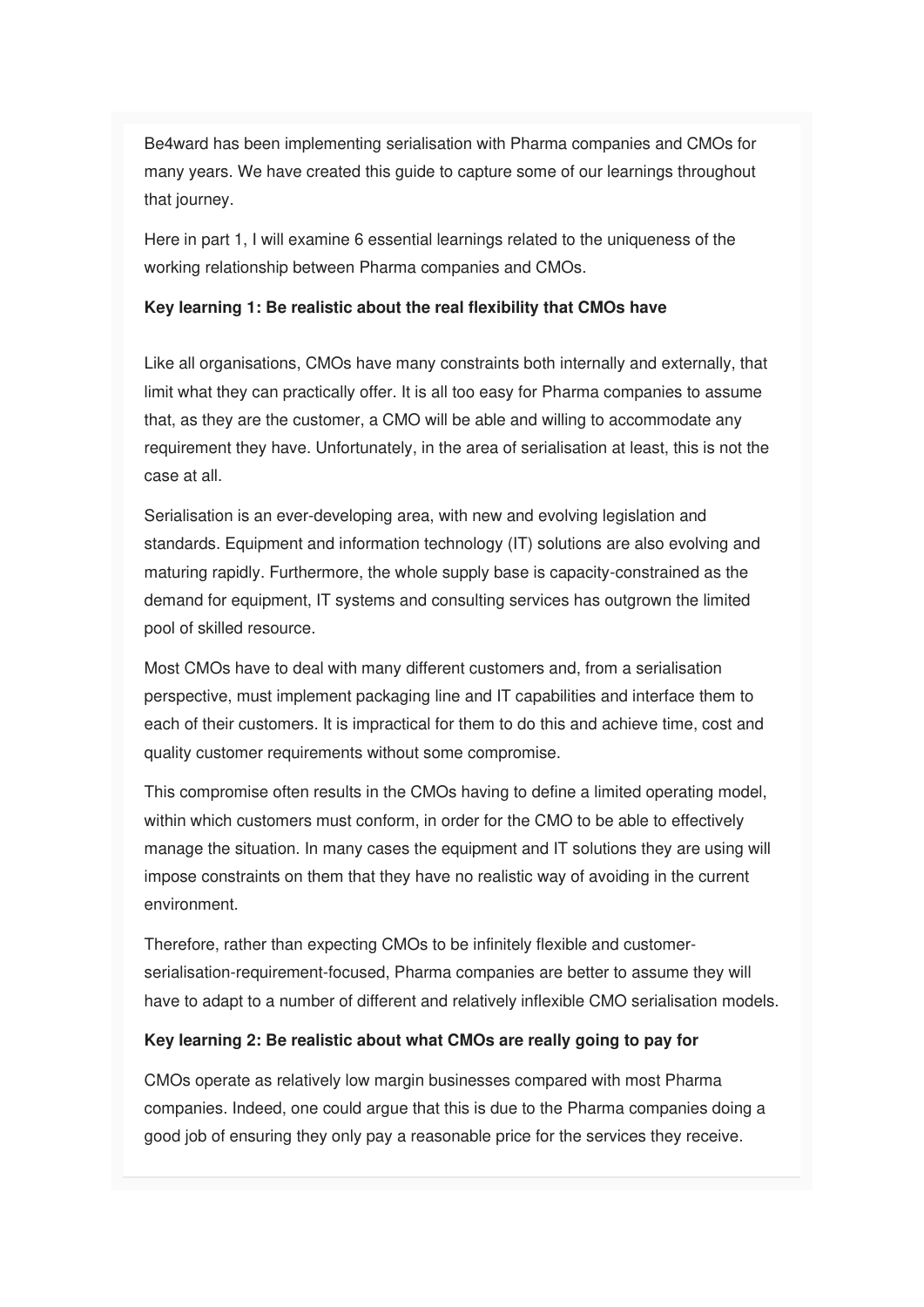Be4ward has been implementing serialisation with Pharma companies and CMOs for many years. We have created this guide to capture some of our learnings throughout that journey.

Here in part 1, I will examine 6 essential learnings related to the uniqueness of the working relationship between Pharma companies and CMOs.

**Key learning 1: Be realistic about the real flexibility that CMOs have**

Like all organisations, CMOs have many constraints both internally and externally, that limit what they can practically offer. It is all too easy for Pharma companies to assume that, as they are the customer, a CMO will be able and willing to accommodate any requirement they have. Unfortunately, in the area of serialisation at least, this is not the case at all.

Serialisation is an ever-developing area, with new and evolving legislation and standards. Equipment and information technology (IT) solutions are also evolving and maturing rapidly. Furthermore, the whole supply base is capacity-constrained as the demand for equipment, IT systems and consulting services has outgrown the limited pool of skilled resource.

Most CMOs have to deal with many different customers and, from a serialisation perspective, must implement packaging line and IT capabilities and interface them to each of their customers. It is impractical for them to do this and achieve time, cost and quality customer requirements without some compromise.

This compromise often results in the CMOs having to define a limited operating model, within which customers must conform, in order for the CMO to be able to effectively manage the situation. In many cases the equipment and IT solutions they are using will impose constraints on them that they have no realistic way of avoiding in the current environment.

Therefore, rather than expecting CMOs to be infinitely flexible and customer-serialisation-requirement-focused, Pharma companies are better to assume they will have to adapt to a number of different and relatively inflexible CMO serialisation models.

**Key learning 2: Be realistic about what CMOs are really going to pay for**

CMOs operate as relatively low margin businesses compared with most Pharma companies. Indeed, one could argue that this is due to the Pharma companies doing a good job of ensuring they only pay a reasonable price for the services they receive.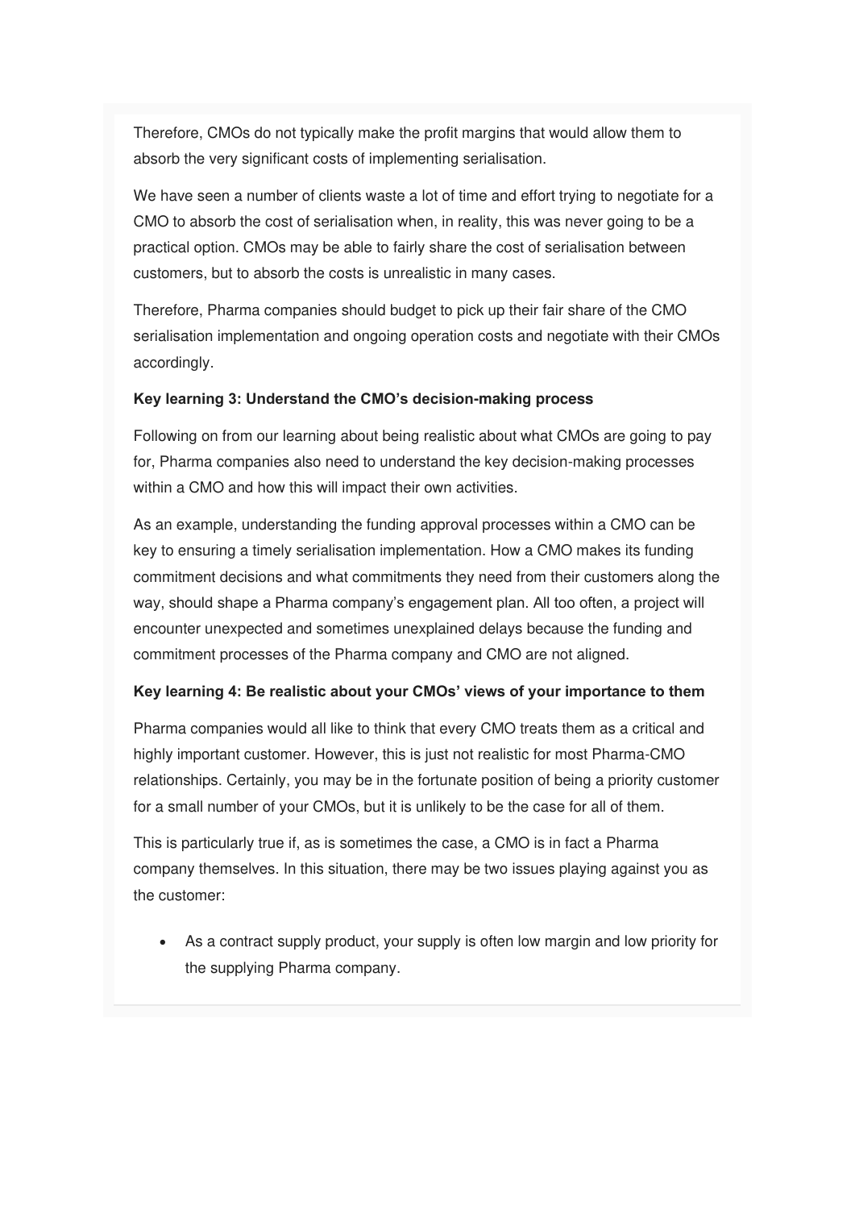Therefore, CMOs do not typically make the profit margins that would allow them to absorb the very significant costs of implementing serialisation.

We have seen a number of clients waste a lot of time and effort trying to negotiate for a CMO to absorb the cost of serialisation when, in reality, this was never going to be a practical option. CMOs may be able to fairly share the cost of serialisation between customers, but to absorb the costs is unrealistic in many cases.

Therefore, Pharma companies should budget to pick up their fair share of the CMO serialisation implementation and ongoing operation costs and negotiate with their CMOs accordingly.

**Key learning 3: Understand the CMO's decision-making process**

Following on from our learning about being realistic about what CMOs are going to pay for, Pharma companies also need to understand the key decision-making processes within a CMO and how this will impact their own activities.

As an example, understanding the funding approval processes within a CMO can be key to ensuring a timely serialisation implementation. How a CMO makes its funding commitment decisions and what commitments they need from their customers along the way, should shape a Pharma company's engagement plan. All too often, a project will encounter unexpected and sometimes unexplained delays because the funding and commitment processes of the Pharma company and CMO are not aligned.

**Key learning 4: Be realistic about your CMOs' views of your importance to them**

Pharma companies would all like to think that every CMO treats them as a critical and highly important customer. However, this is just not realistic for most Pharma-CMO relationships. Certainly, you may be in the fortunate position of being a priority customer for a small number of your CMOs, but it is unlikely to be the case for all of them.

This is particularly true if, as is sometimes the case, a CMO is in fact a Pharma company themselves. In this situation, there may be two issues playing against you as the customer:

- As a contract supply product, your supply is often low margin and low priority for the supplying Pharma company.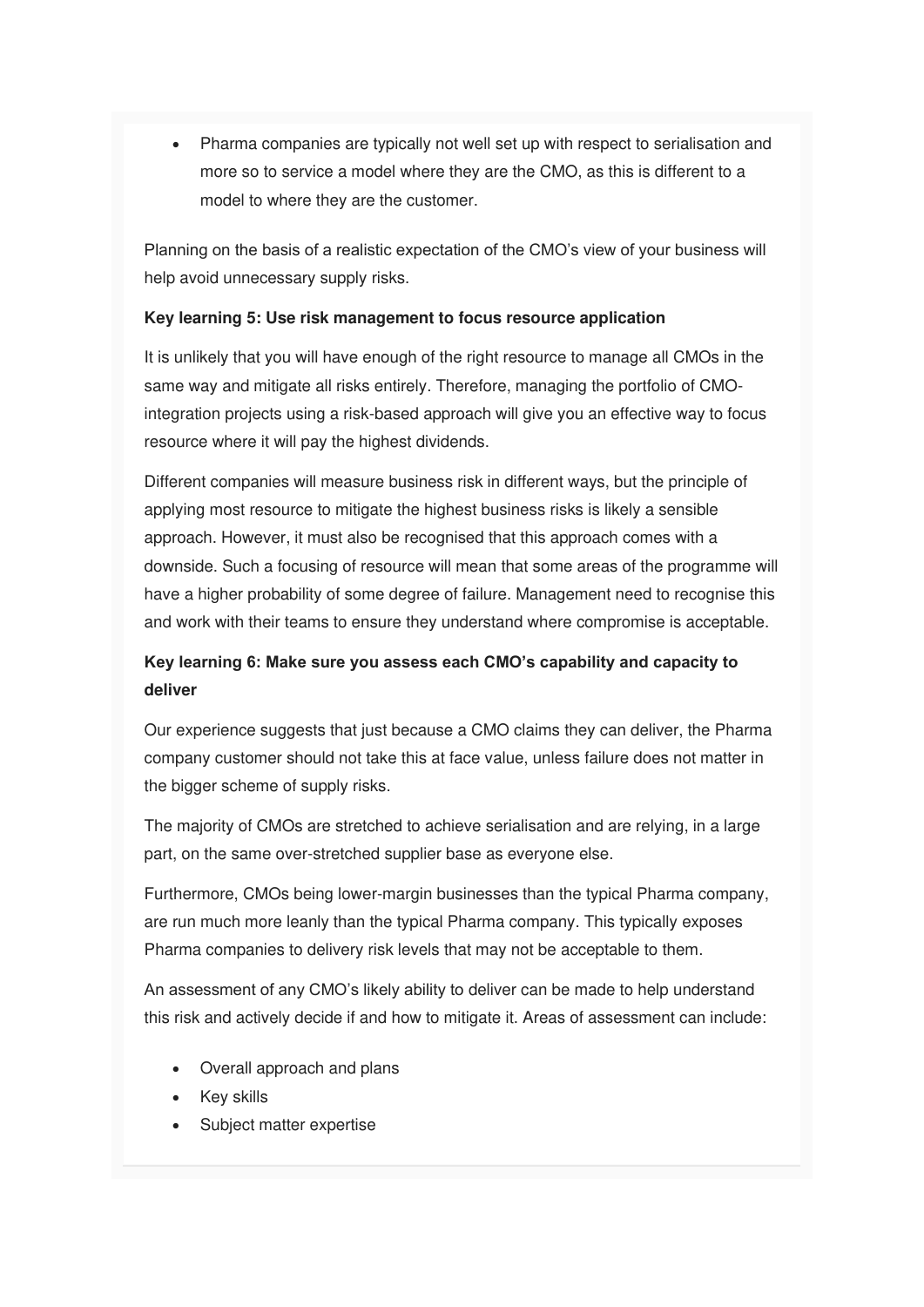- Pharma companies are typically not well set up with respect to serialisation and more so to service a model where they are the CMO, as this is different to a model to where they are the customer.

Planning on the basis of a realistic expectation of the CMO's view of your business will help avoid unnecessary supply risks.

**Key learning 5: Use risk management to focus resource application**

It is unlikely that you will have enough of the right resource to manage all CMOs in the same way and mitigate all risks entirely. Therefore, managing the portfolio of CMO-integration projects using a risk-based approach will give you an effective way to focus resource where it will pay the highest dividends.

Different companies will measure business risk in different ways, but the principle of applying most resource to mitigate the highest business risks is likely a sensible approach. However, it must also be recognised that this approach comes with a downside. Such a focusing of resource will mean that some areas of the programme will have a higher probability of some degree of failure. Management need to recognise this and work with their teams to ensure they understand where compromise is acceptable.

**Key learning 6: Make sure you assess each CMO's capability and capacity to deliver**

Our experience suggests that just because a CMO claims they can deliver, the Pharma company customer should not take this at face value, unless failure does not matter in the bigger scheme of supply risks.

The majority of CMOs are stretched to achieve serialisation and are relying, in a large part, on the same over-stretched supplier base as everyone else.

Furthermore, CMOs being lower-margin businesses than the typical Pharma company, are run much more leanly than the typical Pharma company. This typically exposes Pharma companies to delivery risk levels that may not be acceptable to them.

An assessment of any CMO's likely ability to deliver can be made to help understand this risk and actively decide if and how to mitigate it. Areas of assessment can include:

- Overall approach and plans
- Key skills
- Subject matter expertise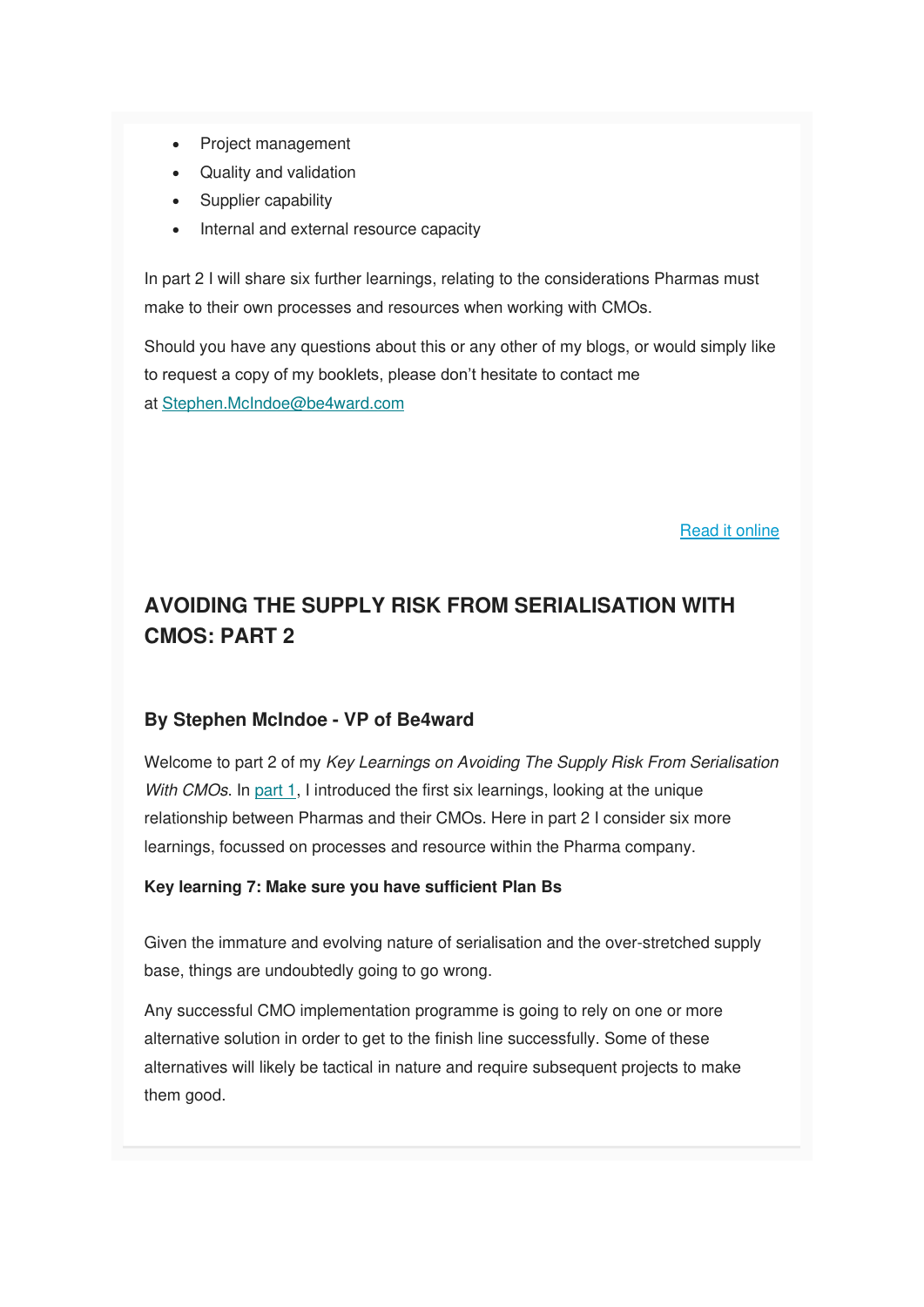- Project management
- Quality and validation
- Supplier capability
- Internal and external resource capacity

In part 2 I will share six further learnings, relating to the considerations Pharmas must make to their own processes and resources when working with CMOs.

Should you have any questions about this or any other of my blogs, or would simply like to request a copy of my booklets, please don't hesitate to contact me at [Stephen.McIndoe@be4ward.com](mailto:Stephen.McIndoe@be4ward.com)

[Read it online]()

## AVOIDING THE SUPPLY RISK FROM SERIALISATION WITH CMOS: PART 2

### By Stephen McIndoe - VP of Be4ward

Welcome to part 2 of my *Key Learnings on Avoiding The Supply Risk From Serialisation With CMOs*. In [part 1](), I introduced the first six learnings, looking at the unique relationship between Pharmas and their CMOs. Here in part 2 I consider six more learnings, focussed on processes and resource within the Pharma company.

**Key learning 7: Make sure you have sufficient Plan Bs**

Given the immature and evolving nature of serialisation and the over-stretched supply base, things are undoubtedly going to go wrong.

Any successful CMO implementation programme is going to rely on one or more alternative solution in order to get to the finish line successfully. Some of these alternatives will likely be tactical in nature and require subsequent projects to make them good.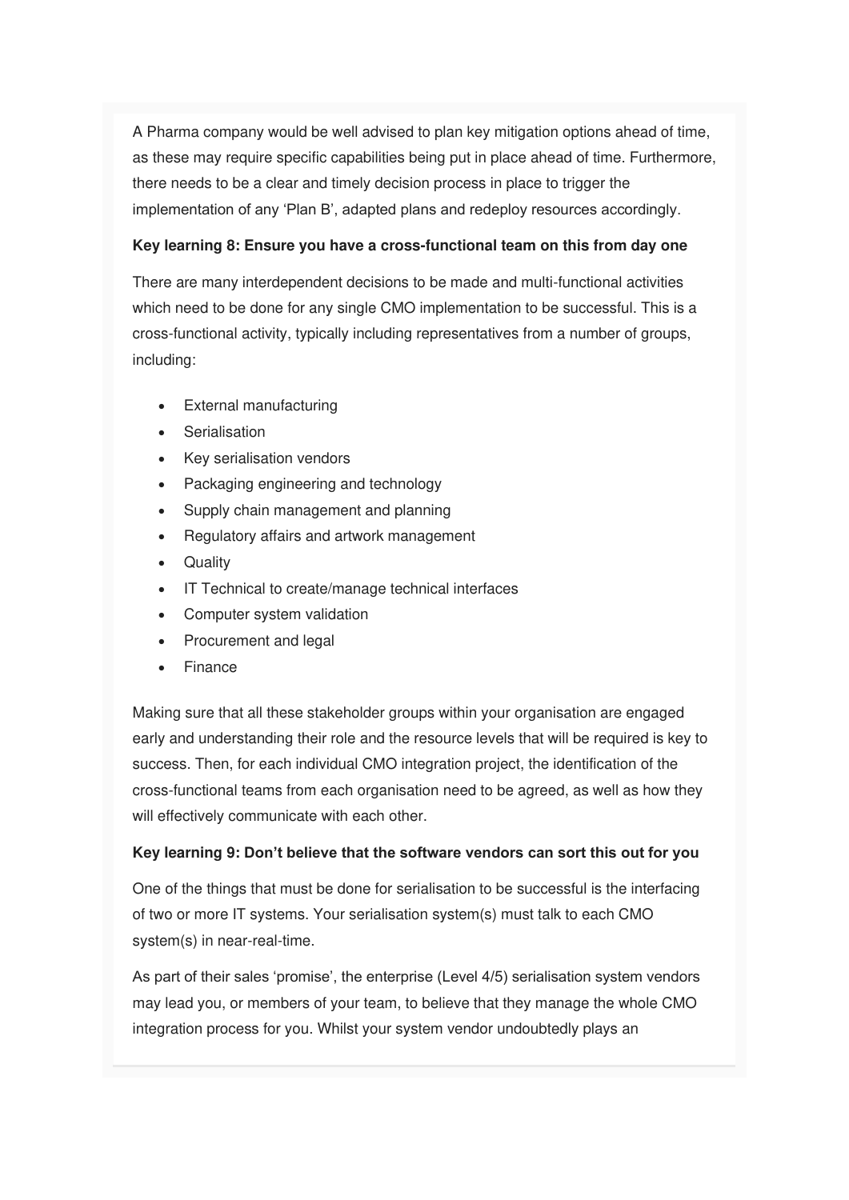A Pharma company would be well advised to plan key mitigation options ahead of time, as these may require specific capabilities being put in place ahead of time. Furthermore, there needs to be a clear and timely decision process in place to trigger the implementation of any 'Plan B', adapted plans and redeploy resources accordingly.

**Key learning 8: Ensure you have a cross-functional team on this from day one**

There are many interdependent decisions to be made and multi-functional activities which need to be done for any single CMO implementation to be successful. This is a cross-functional activity, typically including representatives from a number of groups, including:

- External manufacturing
- Serialisation
- Key serialisation vendors
- Packaging engineering and technology
- Supply chain management and planning
- Regulatory affairs and artwork management
- Quality
- IT Technical to create/manage technical interfaces
- Computer system validation
- Procurement and legal
- Finance

Making sure that all these stakeholder groups within your organisation are engaged early and understanding their role and the resource levels that will be required is key to success. Then, for each individual CMO integration project, the identification of the cross-functional teams from each organisation need to be agreed, as well as how they will effectively communicate with each other.

**Key learning 9: Don't believe that the software vendors can sort this out for you**

One of the things that must be done for serialisation to be successful is the interfacing of two or more IT systems. Your serialisation system(s) must talk to each CMO system(s) in near-real-time.

As part of their sales 'promise', the enterprise (Level 4/5) serialisation system vendors may lead you, or members of your team, to believe that they manage the whole CMO integration process for you. Whilst your system vendor undoubtedly plays an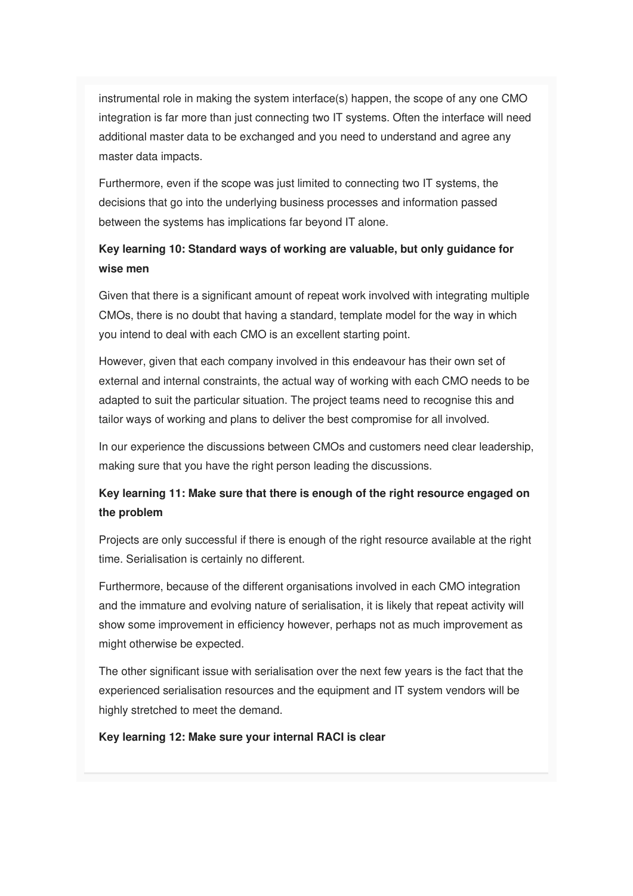instrumental role in making the system interface(s) happen, the scope of any one CMO integration is far more than just connecting two IT systems. Often the interface will need additional master data to be exchanged and you need to understand and agree any master data impacts.

Furthermore, even if the scope was just limited to connecting two IT systems, the decisions that go into the underlying business processes and information passed between the systems has implications far beyond IT alone.

**Key learning 10: Standard ways of working are valuable, but only guidance for wise men**

Given that there is a significant amount of repeat work involved with integrating multiple CMOs, there is no doubt that having a standard, template model for the way in which you intend to deal with each CMO is an excellent starting point.

However, given that each company involved in this endeavour has their own set of external and internal constraints, the actual way of working with each CMO needs to be adapted to suit the particular situation. The project teams need to recognise this and tailor ways of working and plans to deliver the best compromise for all involved.

In our experience the discussions between CMOs and customers need clear leadership, making sure that you have the right person leading the discussions.

**Key learning 11: Make sure that there is enough of the right resource engaged on the problem**

Projects are only successful if there is enough of the right resource available at the right time. Serialisation is certainly no different.

Furthermore, because of the different organisations involved in each CMO integration and the immature and evolving nature of serialisation, it is likely that repeat activity will show some improvement in efficiency however, perhaps not as much improvement as might otherwise be expected.

The other significant issue with serialisation over the next few years is the fact that the experienced serialisation resources and the equipment and IT system vendors will be highly stretched to meet the demand.

**Key learning 12: Make sure your internal RACI is clear**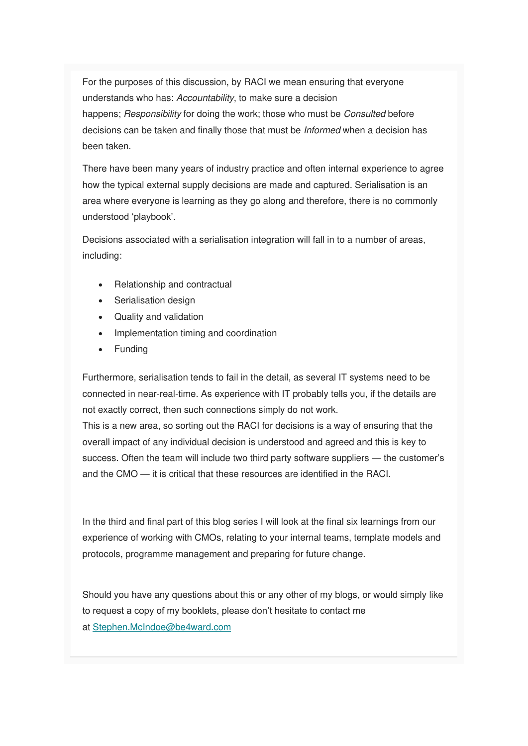For the purposes of this discussion, by RACI we mean ensuring that everyone understands who has: *Accountability*, to make sure a decision happens; *Responsibility* for doing the work; those who must be *Consulted* before decisions can be taken and finally those that must be *Informed* when a decision has been taken.

There have been many years of industry practice and often internal experience to agree how the typical external supply decisions are made and captured. Serialisation is an area where everyone is learning as they go along and therefore, there is no commonly understood 'playbook'.

Decisions associated with a serialisation integration will fall in to a number of areas, including:

- Relationship and contractual
- Serialisation design
- Quality and validation
- Implementation timing and coordination
- Funding

Furthermore, serialisation tends to fail in the detail, as several IT systems need to be connected in near-real-time. As experience with IT probably tells you, if the details are not exactly correct, then such connections simply do not work.
This is a new area, so sorting out the RACI for decisions is a way of ensuring that the overall impact of any individual decision is understood and agreed and this is key to success. Often the team will include two third party software suppliers — the customer's and the CMO — it is critical that these resources are identified in the RACI.

In the third and final part of this blog series I will look at the final six learnings from our experience of working with CMOs, relating to your internal teams, template models and protocols, programme management and preparing for future change.

Should you have any questions about this or any other of my blogs, or would simply like to request a copy of my booklets, please don't hesitate to contact me at Stephen.McIndoe@be4ward.com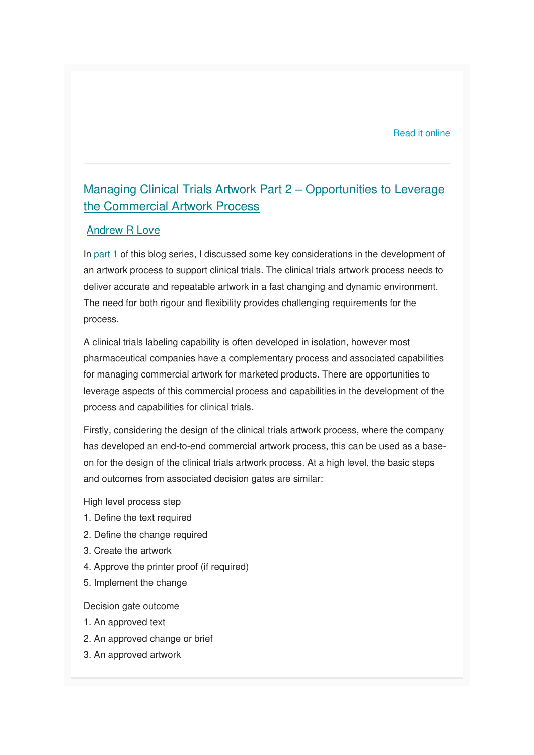Read it online

---

## Managing Clinical Trials Artwork Part 2 – Opportunities to Leverage the Commercial Artwork Process

Andrew R Love

In part 1 of this blog series, I discussed some key considerations in the development of an artwork process to support clinical trials. The clinical trials artwork process needs to deliver accurate and repeatable artwork in a fast changing and dynamic environment. The need for both rigour and flexibility provides challenging requirements for the process.

A clinical trials labeling capability is often developed in isolation, however most pharmaceutical companies have a complementary process and associated capabilities for managing commercial artwork for marketed products. There are opportunities to leverage aspects of this commercial process and capabilities in the development of the process and capabilities for clinical trials.

Firstly, considering the design of the clinical trials artwork process, where the company has developed an end-to-end commercial artwork process, this can be used as a base-on for the design of the clinical trials artwork process. At a high level, the basic steps and outcomes from associated decision gates are similar:

High level process step

1. Define the text required
2. Define the change required
3. Create the artwork
4. Approve the printer proof (if required)
5. Implement the change

Decision gate outcome

1. An approved text
2. An approved change or brief
3. An approved artwork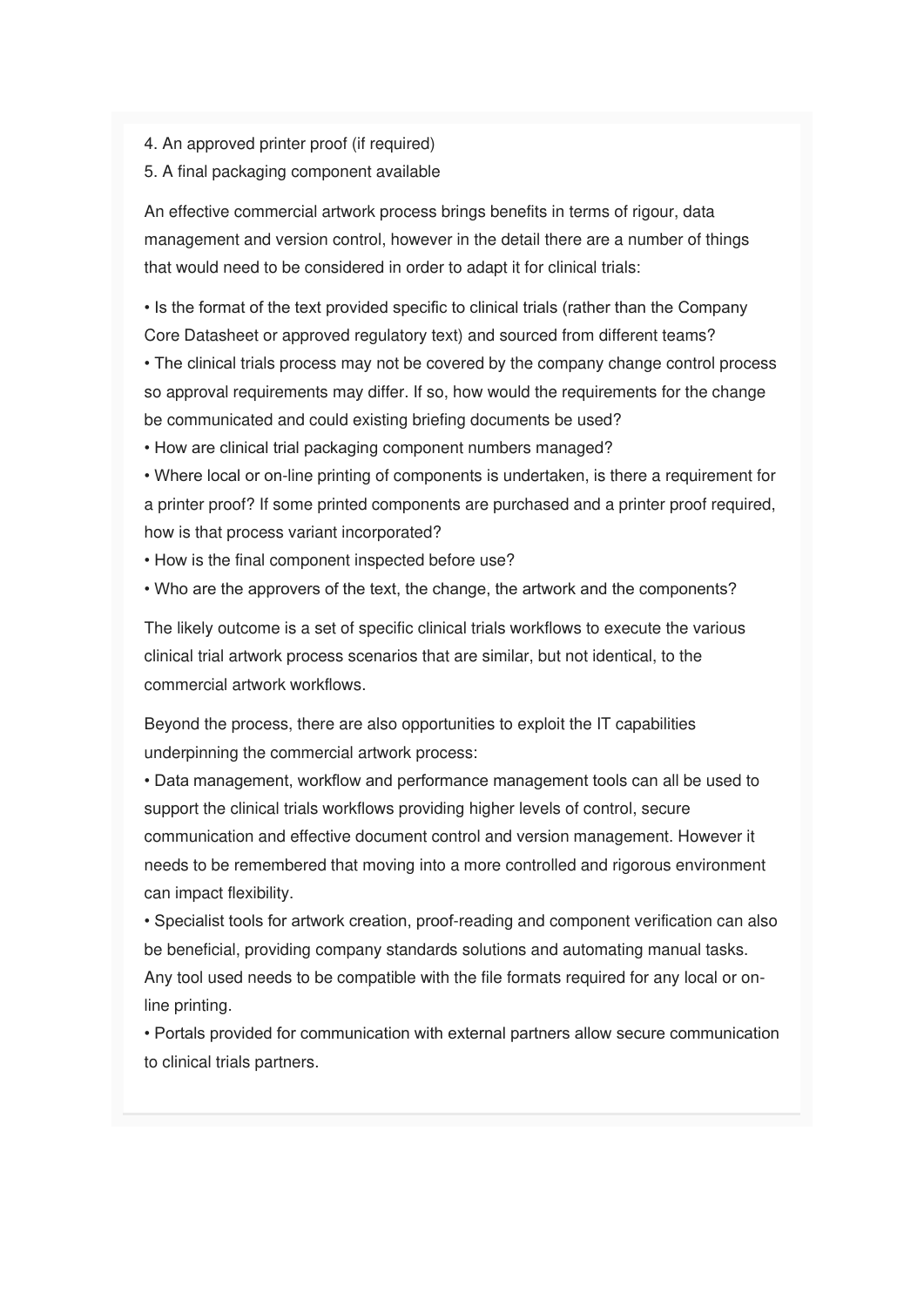4. An approved printer proof (if required)
5. A final packaging component available

An effective commercial artwork process brings benefits in terms of rigour, data management and version control, however in the detail there are a number of things that would need to be considered in order to adapt it for clinical trials:

- Is the format of the text provided specific to clinical trials (rather than the Company Core Datasheet or approved regulatory text) and sourced from different teams?
- The clinical trials process may not be covered by the company change control process so approval requirements may differ. If so, how would the requirements for the change be communicated and could existing briefing documents be used?
- How are clinical trial packaging component numbers managed?
- Where local or on-line printing of components is undertaken, is there a requirement for a printer proof? If some printed components are purchased and a printer proof required, how is that process variant incorporated?
- How is the final component inspected before use?
- Who are the approvers of the text, the change, the artwork and the components?

The likely outcome is a set of specific clinical trials workflows to execute the various clinical trial artwork process scenarios that are similar, but not identical, to the commercial artwork workflows.

Beyond the process, there are also opportunities to exploit the IT capabilities underpinning the commercial artwork process:

- Data management, workflow and performance management tools can all be used to support the clinical trials workflows providing higher levels of control, secure communication and effective document control and version management. However it needs to be remembered that moving into a more controlled and rigorous environment can impact flexibility.
- Specialist tools for artwork creation, proof-reading and component verification can also be beneficial, providing company standards solutions and automating manual tasks. Any tool used needs to be compatible with the file formats required for any local or on-line printing.
- Portals provided for communication with external partners allow secure communication to clinical trials partners.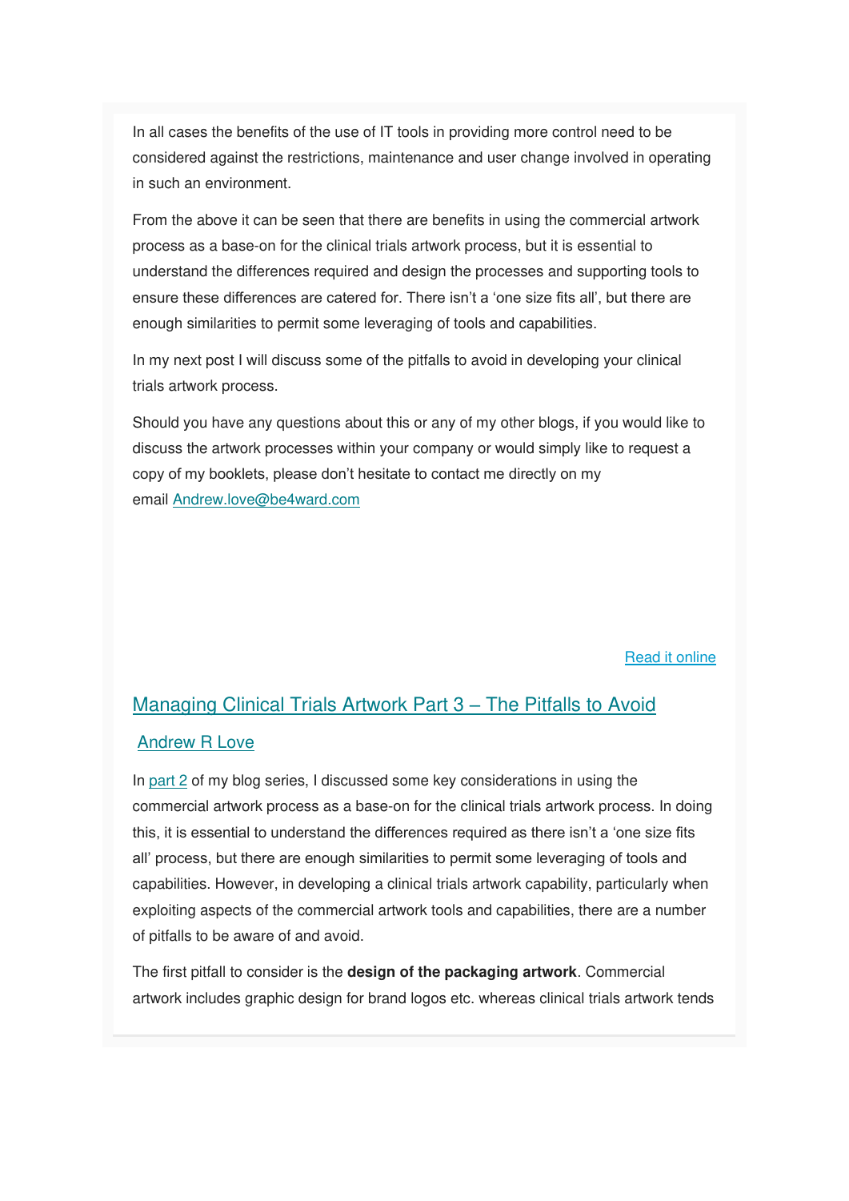In all cases the benefits of the use of IT tools in providing more control need to be considered against the restrictions, maintenance and user change involved in operating in such an environment.

From the above it can be seen that there are benefits in using the commercial artwork process as a base-on for the clinical trials artwork process, but it is essential to understand the differences required and design the processes and supporting tools to ensure these differences are catered for. There isn't a 'one size fits all', but there are enough similarities to permit some leveraging of tools and capabilities.

In my next post I will discuss some of the pitfalls to avoid in developing your clinical trials artwork process.

Should you have any questions about this or any of my other blogs, if you would like to discuss the artwork processes within your company or would simply like to request a copy of my booklets, please don't hesitate to contact me directly on my email [Andrew.love@be4ward.com](mailto:Andrew.love@be4ward.com)

[Read it online]()

## [Managing Clinical Trials Artwork Part 3 – The Pitfalls to Avoid]()

[Andrew R Love]()

In [part 2]() of my blog series, I discussed some key considerations in using the commercial artwork process as a base-on for the clinical trials artwork process. In doing this, it is essential to understand the differences required as there isn't a 'one size fits all' process, but there are enough similarities to permit some leveraging of tools and capabilities. However, in developing a clinical trials artwork capability, particularly when exploiting aspects of the commercial artwork tools and capabilities, there are a number of pitfalls to be aware of and avoid.

The first pitfall to consider is the **design of the packaging artwork**. Commercial artwork includes graphic design for brand logos etc. whereas clinical trials artwork tends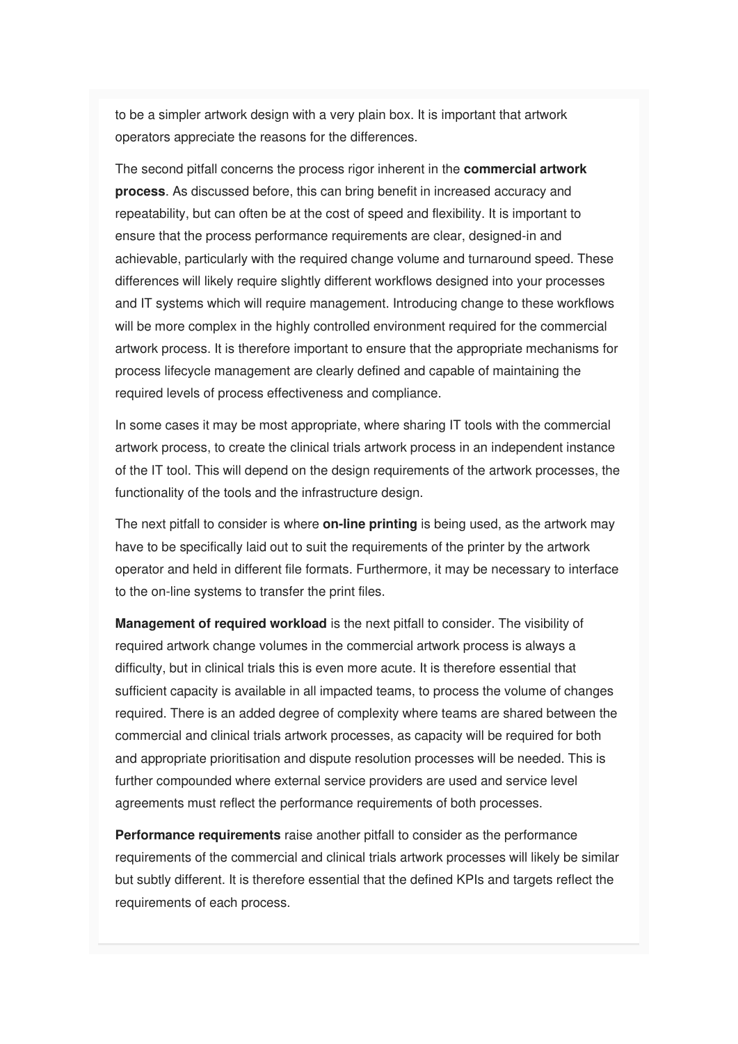to be a simpler artwork design with a very plain box. It is important that artwork operators appreciate the reasons for the differences.

The second pitfall concerns the process rigor inherent in the **commercial artwork process**. As discussed before, this can bring benefit in increased accuracy and repeatability, but can often be at the cost of speed and flexibility. It is important to ensure that the process performance requirements are clear, designed-in and achievable, particularly with the required change volume and turnaround speed. These differences will likely require slightly different workflows designed into your processes and IT systems which will require management. Introducing change to these workflows will be more complex in the highly controlled environment required for the commercial artwork process. It is therefore important to ensure that the appropriate mechanisms for process lifecycle management are clearly defined and capable of maintaining the required levels of process effectiveness and compliance.

In some cases it may be most appropriate, where sharing IT tools with the commercial artwork process, to create the clinical trials artwork process in an independent instance of the IT tool. This will depend on the design requirements of the artwork processes, the functionality of the tools and the infrastructure design.

The next pitfall to consider is where **on-line printing** is being used, as the artwork may have to be specifically laid out to suit the requirements of the printer by the artwork operator and held in different file formats. Furthermore, it may be necessary to interface to the on-line systems to transfer the print files.

**Management of required workload** is the next pitfall to consider. The visibility of required artwork change volumes in the commercial artwork process is always a difficulty, but in clinical trials this is even more acute. It is therefore essential that sufficient capacity is available in all impacted teams, to process the volume of changes required. There is an added degree of complexity where teams are shared between the commercial and clinical trials artwork processes, as capacity will be required for both and appropriate prioritisation and dispute resolution processes will be needed. This is further compounded where external service providers are used and service level agreements must reflect the performance requirements of both processes.

**Performance requirements** raise another pitfall to consider as the performance requirements of the commercial and clinical trials artwork processes will likely be similar but subtly different. It is therefore essential that the defined KPIs and targets reflect the requirements of each process.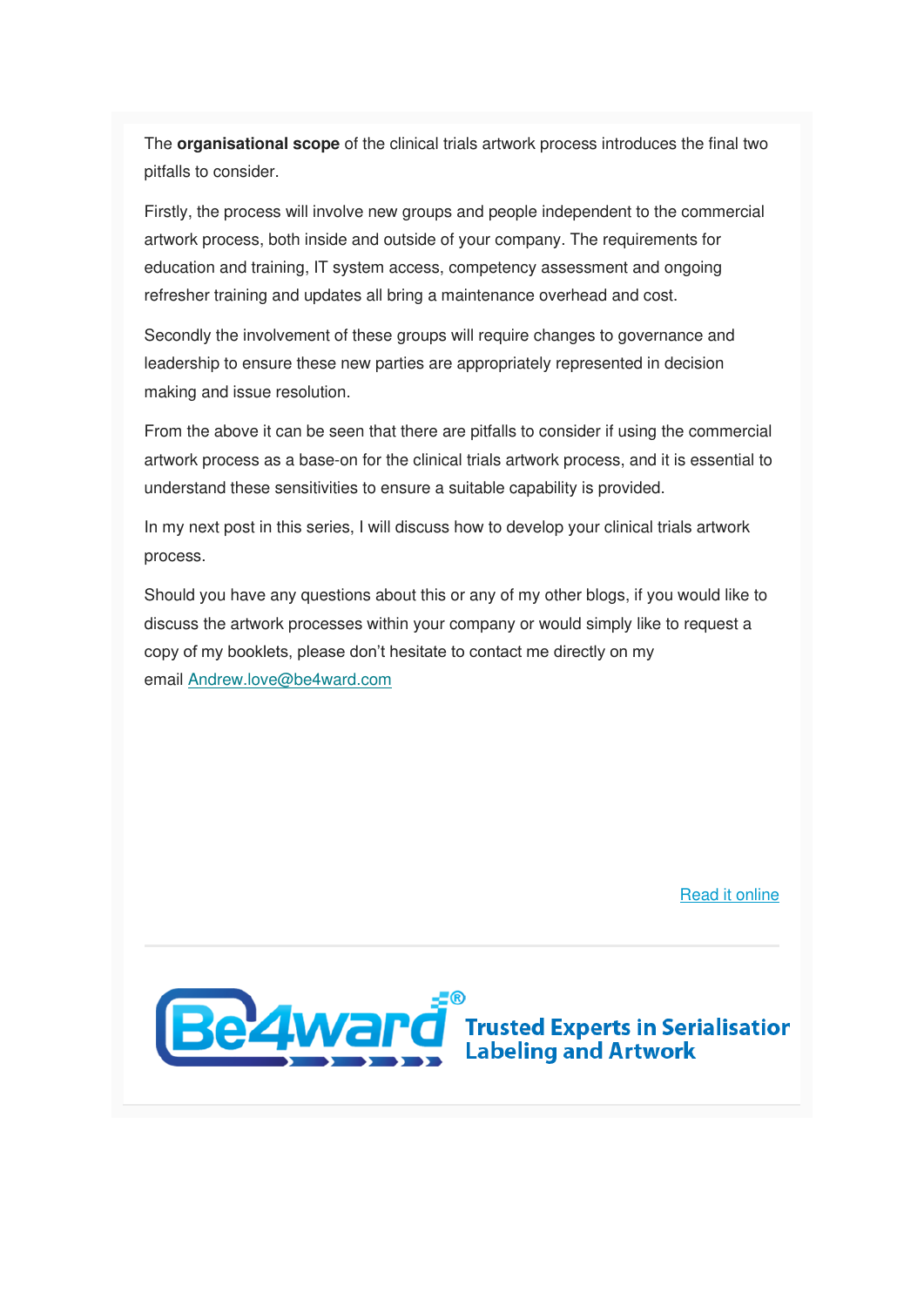The **organisational scope** of the clinical trials artwork process introduces the final two pitfalls to consider.

Firstly, the process will involve new groups and people independent to the commercial artwork process, both inside and outside of your company. The requirements for education and training, IT system access, competency assessment and ongoing refresher training and updates all bring a maintenance overhead and cost.

Secondly the involvement of these groups will require changes to governance and leadership to ensure these new parties are appropriately represented in decision making and issue resolution.

From the above it can be seen that there are pitfalls to consider if using the commercial artwork process as a base-on for the clinical trials artwork process, and it is essential to understand these sensitivities to ensure a suitable capability is provided.

In my next post in this series, I will discuss how to develop your clinical trials artwork process.

Should you have any questions about this or any of my other blogs, if you would like to discuss the artwork processes within your company or would simply like to request a copy of my booklets, please don't hesitate to contact me directly on my email Andrew.love@be4ward.com

Read it online

Be4ward® Trusted Experts in Serialisation Labeling and Artwork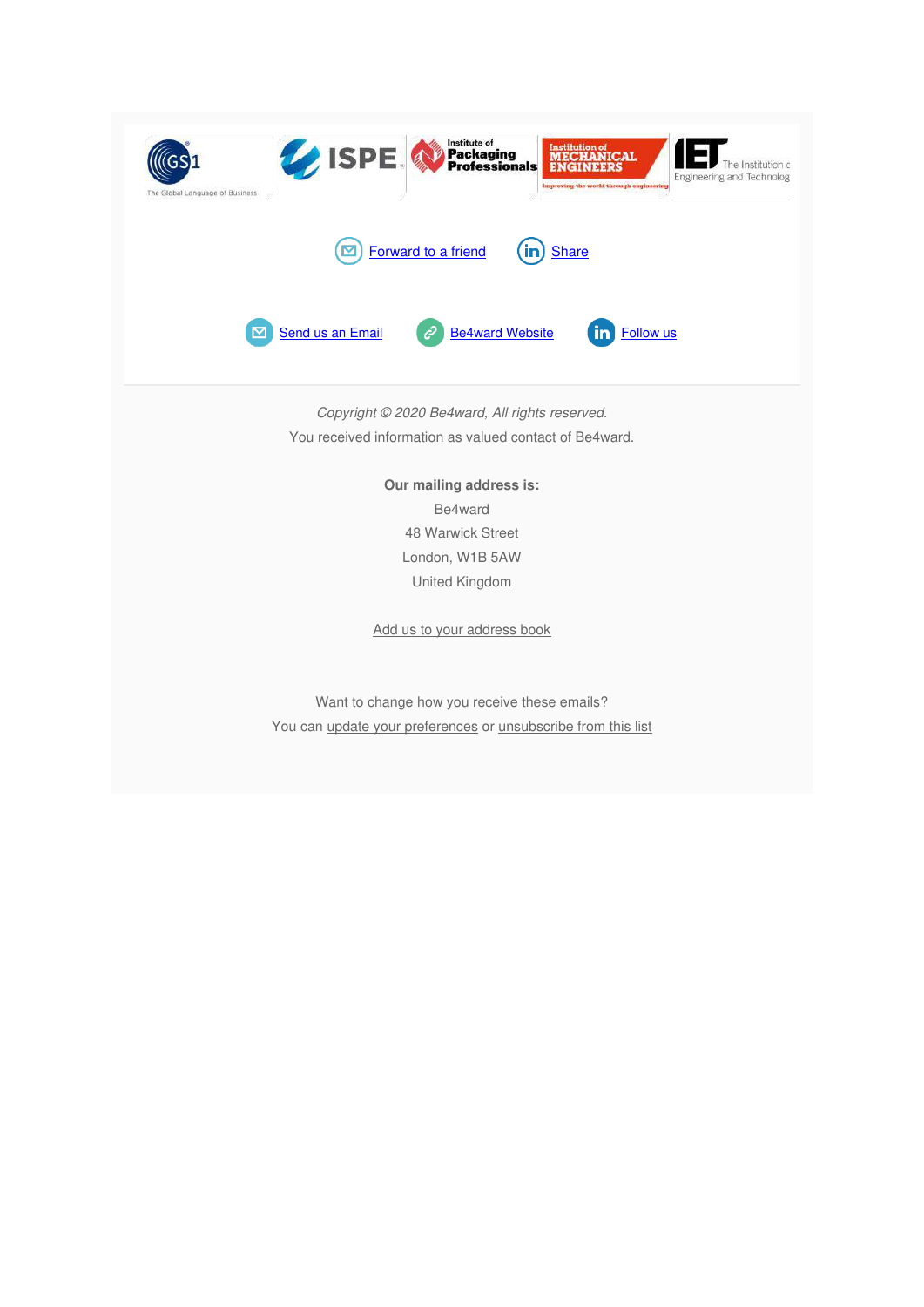Forward to a friend    Share

Send us an Email    Be4ward Website    Follow us

*Copyright © 2020 Be4ward, All rights reserved.*

You received information as valued contact of Be4ward.

**Our mailing address is:**

Be4ward

48 Warwick Street

London, W1B 5AW

United Kingdom

Add us to your address book

Want to change how you receive these emails?

You can update your preferences or unsubscribe from this list